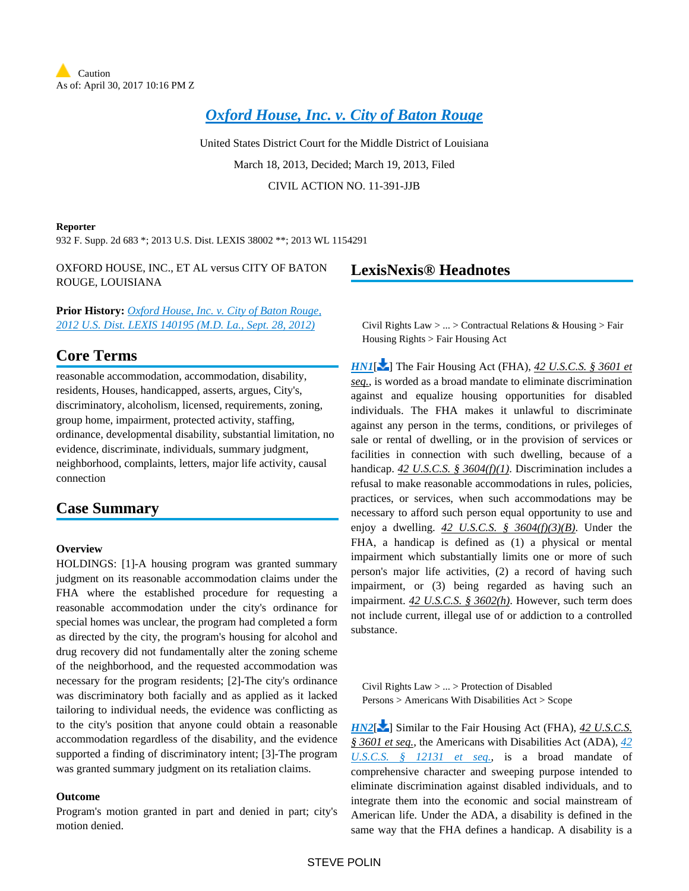Caution
As of: April 30, 2017 10:16 PM Z

# Oxford House, Inc. v. City of Baton Rouge

United States District Court for the Middle District of Louisiana

March 18, 2013, Decided; March 19, 2013, Filed

CIVIL ACTION NO. 11-391-JJB

**Reporter**

932 F. Supp. 2d 683 *; 2013 U.S. Dist. LEXIS 38002 **; 2013 WL 1154291

OXFORD HOUSE, INC., ET AL versus CITY OF BATON ROUGE, LOUISIANA

**Prior History:** Oxford House, Inc. v. City of Baton Rouge, 2012 U.S. Dist. LEXIS 140195 (M.D. La., Sept. 28, 2012)

## Core Terms

reasonable accommodation, accommodation, disability, residents, Houses, handicapped, asserts, argues, City's, discriminatory, alcoholism, licensed, requirements, zoning, group home, impairment, protected activity, staffing, ordinance, developmental disability, substantial limitation, no evidence, discriminate, individuals, summary judgment, neighborhood, complaints, letters, major life activity, causal connection

## Case Summary

**Overview**

HOLDINGS: [1]-A housing program was granted summary judgment on its reasonable accommodation claims under the FHA where the established procedure for requesting a reasonable accommodation under the city's ordinance for special homes was unclear, the program had completed a form as directed by the city, the program's housing for alcohol and drug recovery did not fundamentally alter the zoning scheme of the neighborhood, and the requested accommodation was necessary for the program residents; [2]-The city's ordinance was discriminatory both facially and as applied as it lacked tailoring to individual needs, the evidence was conflicting as to the city's position that anyone could obtain a reasonable accommodation regardless of the disability, and the evidence supported a finding of discriminatory intent; [3]-The program was granted summary judgment on its retaliation claims.

**Outcome**

Program's motion granted in part and denied in part; city's motion denied.

## LexisNexis® Headnotes

Civil Rights Law > ... > Contractual Relations & Housing > Fair Housing Rights > Fair Housing Act

HN1[] The Fair Housing Act (FHA), 42 U.S.C.S. § 3601 et seq., is worded as a broad mandate to eliminate discrimination against and equalize housing opportunities for disabled individuals. The FHA makes it unlawful to discriminate against any person in the terms, conditions, or privileges of sale or rental of dwelling, or in the provision of services or facilities in connection with such dwelling, because of a handicap. 42 U.S.C.S. § 3604(f)(1). Discrimination includes a refusal to make reasonable accommodations in rules, policies, practices, or services, when such accommodations may be necessary to afford such person equal opportunity to use and enjoy a dwelling. 42 U.S.C.S. § 3604(f)(3)(B). Under the FHA, a handicap is defined as (1) a physical or mental impairment which substantially limits one or more of such person's major life activities, (2) a record of having such impairment, or (3) being regarded as having such an impairment. 42 U.S.C.S. § 3602(h). However, such term does not include current, illegal use of or addiction to a controlled substance.

Civil Rights Law > ... > Protection of Disabled Persons > Americans With Disabilities Act > Scope

HN2[] Similar to the Fair Housing Act (FHA), 42 U.S.C.S. § 3601 et seq., the Americans with Disabilities Act (ADA), 42 U.S.C.S. § 12131 et seq., is a broad mandate of comprehensive character and sweeping purpose intended to eliminate discrimination against disabled individuals, and to integrate them into the economic and social mainstream of American life. Under the ADA, a disability is defined in the same way that the FHA defines a handicap. A disability is a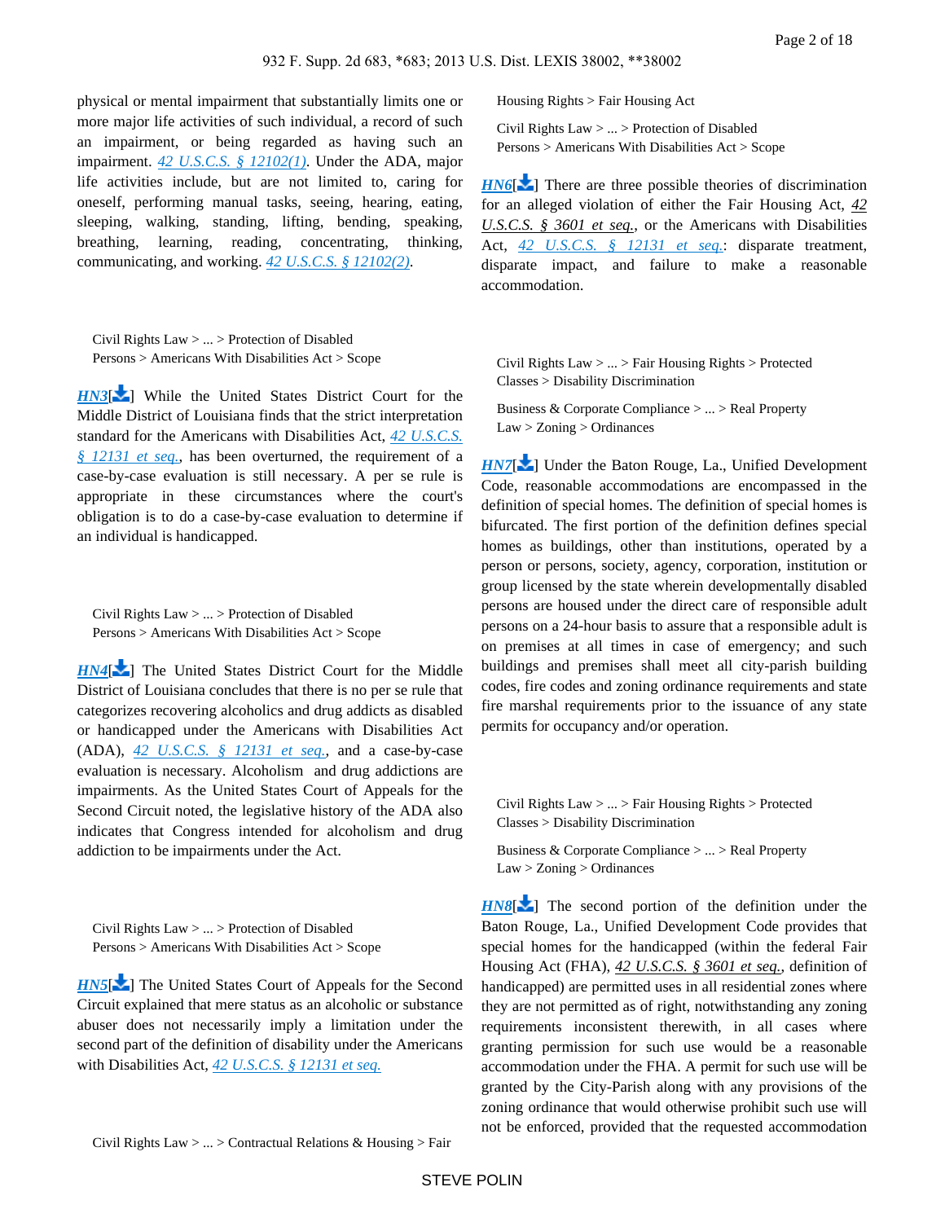physical or mental impairment that substantially limits one or more major life activities of such individual, a record of such an impairment, or being regarded as having such an impairment. *42 U.S.C.S. § 12102(1)*. Under the ADA, major life activities include, but are not limited to, caring for oneself, performing manual tasks, seeing, hearing, eating, sleeping, walking, standing, lifting, bending, speaking, breathing, learning, reading, concentrating, thinking, communicating, and working. *42 U.S.C.S. § 12102(2)*.

Civil Rights Law > ... > Protection of Disabled Persons > Americans With Disabilities Act > Scope

***HN3***[] While the United States District Court for the Middle District of Louisiana finds that the strict interpretation standard for the Americans with Disabilities Act, *42 U.S.C.S. § 12131 et seq.*, has been overturned, the requirement of a case-by-case evaluation is still necessary. A per se rule is appropriate in these circumstances where the court's obligation is to do a case-by-case evaluation to determine if an individual is handicapped.

Civil Rights Law > ... > Protection of Disabled Persons > Americans With Disabilities Act > Scope

***HN4***[] The United States District Court for the Middle District of Louisiana concludes that there is no per se rule that categorizes recovering alcoholics and drug addicts as disabled or handicapped under the Americans with Disabilities Act (ADA), *42 U.S.C.S. § 12131 et seq.*, and a case-by-case evaluation is necessary. Alcoholism and drug addictions are impairments. As the United States Court of Appeals for the Second Circuit noted, the legislative history of the ADA also indicates that Congress intended for alcoholism and drug addiction to be impairments under the Act.

Civil Rights Law > ... > Protection of Disabled Persons > Americans With Disabilities Act > Scope

***HN5***[] The United States Court of Appeals for the Second Circuit explained that mere status as an alcoholic or substance abuser does not necessarily imply a limitation under the second part of the definition of disability under the Americans with Disabilities Act, *42 U.S.C.S. § 12131 et seq.*

Civil Rights Law > ... > Contractual Relations & Housing > Fair Housing Rights > Fair Housing Act

Civil Rights Law > ... > Protection of Disabled Persons > Americans With Disabilities Act > Scope

***HN6***[] There are three possible theories of discrimination for an alleged violation of either the Fair Housing Act, *42 U.S.C.S. § 3601 et seq.*, or the Americans with Disabilities Act, *42 U.S.C.S. § 12131 et seq.*: disparate treatment, disparate impact, and failure to make a reasonable accommodation.

Civil Rights Law > ... > Fair Housing Rights > Protected Classes > Disability Discrimination

Business & Corporate Compliance > ... > Real Property Law > Zoning > Ordinances

***HN7***[] Under the Baton Rouge, La., Unified Development Code, reasonable accommodations are encompassed in the definition of special homes. The definition of special homes is bifurcated. The first portion of the definition defines special homes as buildings, other than institutions, operated by a person or persons, society, agency, corporation, institution or group licensed by the state wherein developmentally disabled persons are housed under the direct care of responsible adult persons on a 24-hour basis to assure that a responsible adult is on premises at all times in case of emergency; and such buildings and premises shall meet all city-parish building codes, fire codes and zoning ordinance requirements and state fire marshal requirements prior to the issuance of any state permits for occupancy and/or operation.

Civil Rights Law > ... > Fair Housing Rights > Protected Classes > Disability Discrimination

Business & Corporate Compliance > ... > Real Property Law > Zoning > Ordinances

***HN8***[] The second portion of the definition under the Baton Rouge, La., Unified Development Code provides that special homes for the handicapped (within the federal Fair Housing Act (FHA), *42 U.S.C.S. § 3601 et seq.*, definition of handicapped) are permitted uses in all residential zones where they are not permitted as of right, notwithstanding any zoning requirements inconsistent therewith, in all cases where granting permission for such use would be a reasonable accommodation under the FHA. A permit for such use will be granted by the City-Parish along with any provisions of the zoning ordinance that would otherwise prohibit such use will not be enforced, provided that the requested accommodation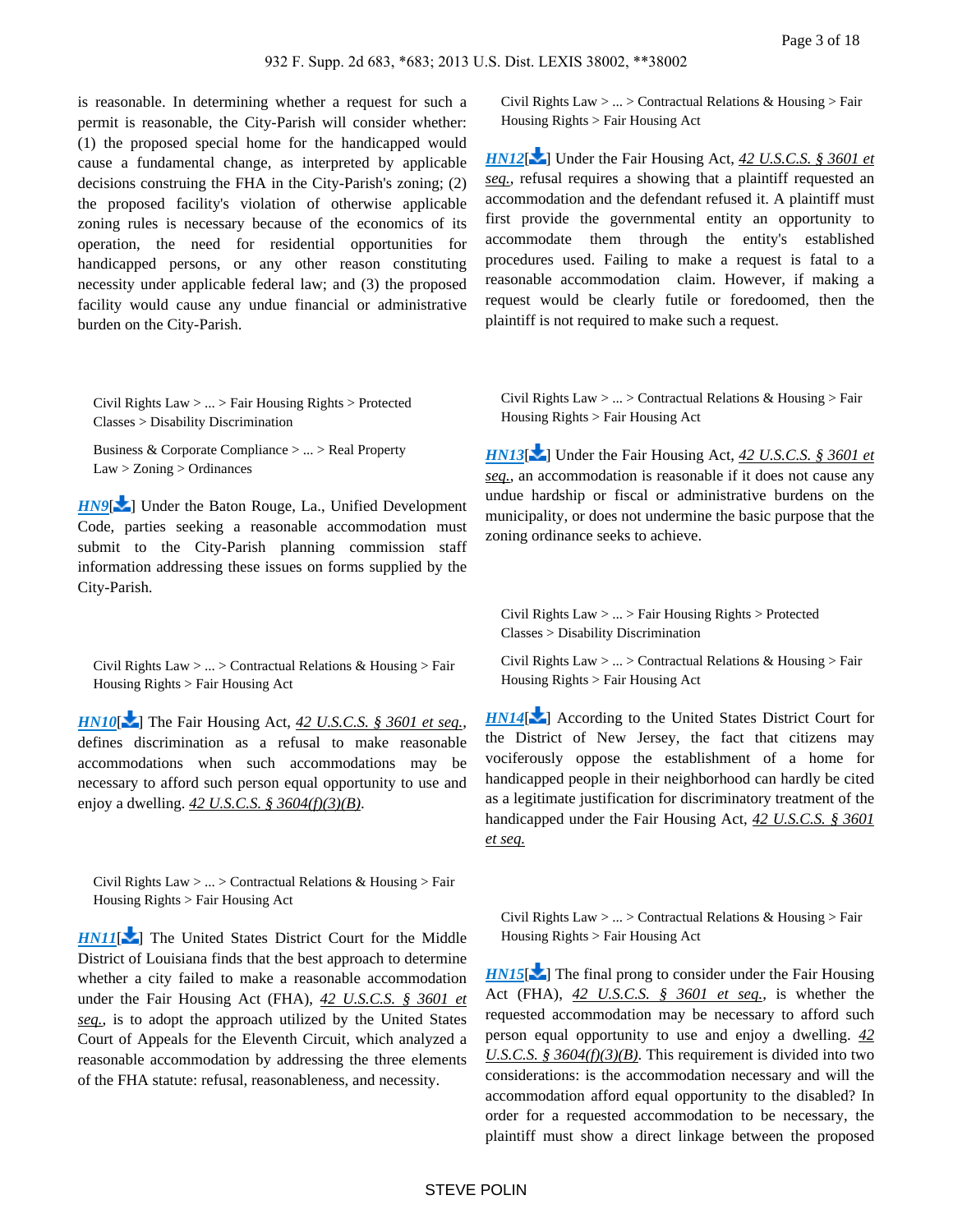is reasonable. In determining whether a request for such a permit is reasonable, the City-Parish will consider whether: (1) the proposed special home for the handicapped would cause a fundamental change, as interpreted by applicable decisions construing the FHA in the City-Parish's zoning; (2) the proposed facility's violation of otherwise applicable zoning rules is necessary because of the economics of its operation, the need for residential opportunities for handicapped persons, or any other reason constituting necessity under applicable federal law; and (3) the proposed facility would cause any undue financial or administrative burden on the City-Parish.

Civil Rights Law > ... > Fair Housing Rights > Protected Classes > Disability Discrimination

Business & Corporate Compliance > ... > Real Property Law > Zoning > Ordinances

*HN9*[] Under the Baton Rouge, La., Unified Development Code, parties seeking a reasonable accommodation must submit to the City-Parish planning commission staff information addressing these issues on forms supplied by the City-Parish.

Civil Rights Law > ... > Contractual Relations & Housing > Fair Housing Rights > Fair Housing Act

*HN10*[] The Fair Housing Act, *42 U.S.C.S. § 3601 et seq.*, defines discrimination as a refusal to make reasonable accommodations when such accommodations may be necessary to afford such person equal opportunity to use and enjoy a dwelling. *42 U.S.C.S. § 3604(f)(3)(B)*.

Civil Rights Law > ... > Contractual Relations & Housing > Fair Housing Rights > Fair Housing Act

*HN11*[] The United States District Court for the Middle District of Louisiana finds that the best approach to determine whether a city failed to make a reasonable accommodation under the Fair Housing Act (FHA), *42 U.S.C.S. § 3601 et seq.*, is to adopt the approach utilized by the United States Court of Appeals for the Eleventh Circuit, which analyzed a reasonable accommodation by addressing the three elements of the FHA statute: refusal, reasonableness, and necessity.

Civil Rights Law > ... > Contractual Relations & Housing > Fair Housing Rights > Fair Housing Act

*HN12*[] Under the Fair Housing Act, *42 U.S.C.S. § 3601 et seq.*, refusal requires a showing that a plaintiff requested an accommodation and the defendant refused it. A plaintiff must first provide the governmental entity an opportunity to accommodate them through the entity's established procedures used. Failing to make a request is fatal to a reasonable accommodation claim. However, if making a request would be clearly futile or foredoomed, then the plaintiff is not required to make such a request.

Civil Rights Law > ... > Contractual Relations & Housing > Fair Housing Rights > Fair Housing Act

*HN13*[] Under the Fair Housing Act, *42 U.S.C.S. § 3601 et seq.*, an accommodation is reasonable if it does not cause any undue hardship or fiscal or administrative burdens on the municipality, or does not undermine the basic purpose that the zoning ordinance seeks to achieve.

Civil Rights Law > ... > Fair Housing Rights > Protected Classes > Disability Discrimination

Civil Rights Law > ... > Contractual Relations & Housing > Fair Housing Rights > Fair Housing Act

*HN14*[] According to the United States District Court for the District of New Jersey, the fact that citizens may vociferously oppose the establishment of a home for handicapped people in their neighborhood can hardly be cited as a legitimate justification for discriminatory treatment of the handicapped under the Fair Housing Act, *42 U.S.C.S. § 3601 et seq.*

Civil Rights Law > ... > Contractual Relations & Housing > Fair Housing Rights > Fair Housing Act

*HN15*[] The final prong to consider under the Fair Housing Act (FHA), *42 U.S.C.S. § 3601 et seq.*, is whether the requested accommodation may be necessary to afford such person equal opportunity to use and enjoy a dwelling. *42 U.S.C.S. § 3604(f)(3)(B)*. This requirement is divided into two considerations: is the accommodation necessary and will the accommodation afford equal opportunity to the disabled? In order for a requested accommodation to be necessary, the plaintiff must show a direct linkage between the proposed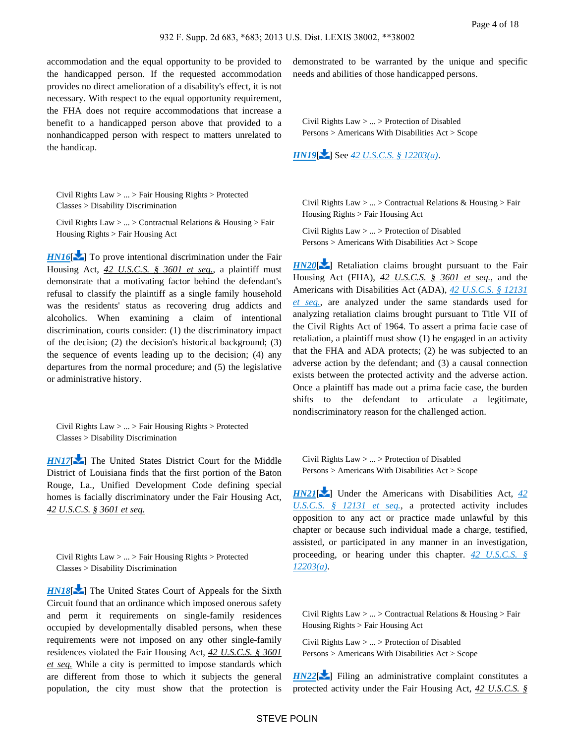accommodation and the equal opportunity to be provided to the handicapped person. If the requested accommodation provides no direct amelioration of a disability's effect, it is not necessary. With respect to the equal opportunity requirement, the FHA does not require accommodations that increase a benefit to a handicapped person above that provided to a nonhandicapped person with respect to matters unrelated to the handicap.

Civil Rights Law > ... > Fair Housing Rights > Protected Classes > Disability Discrimination

Civil Rights Law > ... > Contractual Relations & Housing > Fair Housing Rights > Fair Housing Act

**HN16**[] To prove intentional discrimination under the Fair Housing Act, *42 U.S.C.S. § 3601 et seq.*, a plaintiff must demonstrate that a motivating factor behind the defendant's refusal to classify the plaintiff as a single family household was the residents' status as recovering drug addicts and alcoholics. When examining a claim of intentional discrimination, courts consider: (1) the discriminatory impact of the decision; (2) the decision's historical background; (3) the sequence of events leading up to the decision; (4) any departures from the normal procedure; and (5) the legislative or administrative history.

Civil Rights Law > ... > Fair Housing Rights > Protected Classes > Disability Discrimination

**HN17**[] The United States District Court for the Middle District of Louisiana finds that the first portion of the Baton Rouge, La., Unified Development Code defining special homes is facially discriminatory under the Fair Housing Act, *42 U.S.C.S. § 3601 et seq.*

Civil Rights Law > ... > Fair Housing Rights > Protected Classes > Disability Discrimination

**HN18**[] The United States Court of Appeals for the Sixth Circuit found that an ordinance which imposed onerous safety and perm it requirements on single-family residences occupied by developmentally disabled persons, when these requirements were not imposed on any other single-family residences violated the Fair Housing Act, *42 U.S.C.S. § 3601 et seq.* While a city is permitted to impose standards which are different from those to which it subjects the general population, the city must show that the protection is demonstrated to be warranted by the unique and specific needs and abilities of those handicapped persons.

Civil Rights Law > ... > Protection of Disabled Persons > Americans With Disabilities Act > Scope

**HN19**[] See *42 U.S.C.S. § 12203(a)*.

Civil Rights Law > ... > Contractual Relations & Housing > Fair Housing Rights > Fair Housing Act

Civil Rights Law > ... > Protection of Disabled Persons > Americans With Disabilities Act > Scope

**HN20**[] Retaliation claims brought pursuant to the Fair Housing Act (FHA), *42 U.S.C.S. § 3601 et seq.*, and the Americans with Disabilities Act (ADA), *42 U.S.C.S. § 12131 et seq.*, are analyzed under the same standards used for analyzing retaliation claims brought pursuant to Title VII of the Civil Rights Act of 1964. To assert a prima facie case of retaliation, a plaintiff must show (1) he engaged in an activity that the FHA and ADA protects; (2) he was subjected to an adverse action by the defendant; and (3) a causal connection exists between the protected activity and the adverse action. Once a plaintiff has made out a prima facie case, the burden shifts to the defendant to articulate a legitimate, nondiscriminatory reason for the challenged action.

Civil Rights Law > ... > Protection of Disabled Persons > Americans With Disabilities Act > Scope

**HN21**[] Under the Americans with Disabilities Act, *42 U.S.C.S. § 12131 et seq.*, a protected activity includes opposition to any act or practice made unlawful by this chapter or because such individual made a charge, testified, assisted, or participated in any manner in an investigation, proceeding, or hearing under this chapter. *42 U.S.C.S. § 12203(a)*.

Civil Rights Law > ... > Contractual Relations & Housing > Fair Housing Rights > Fair Housing Act

Civil Rights Law > ... > Protection of Disabled Persons > Americans With Disabilities Act > Scope

**HN22**[] Filing an administrative complaint constitutes a protected activity under the Fair Housing Act, *42 U.S.C.S. §*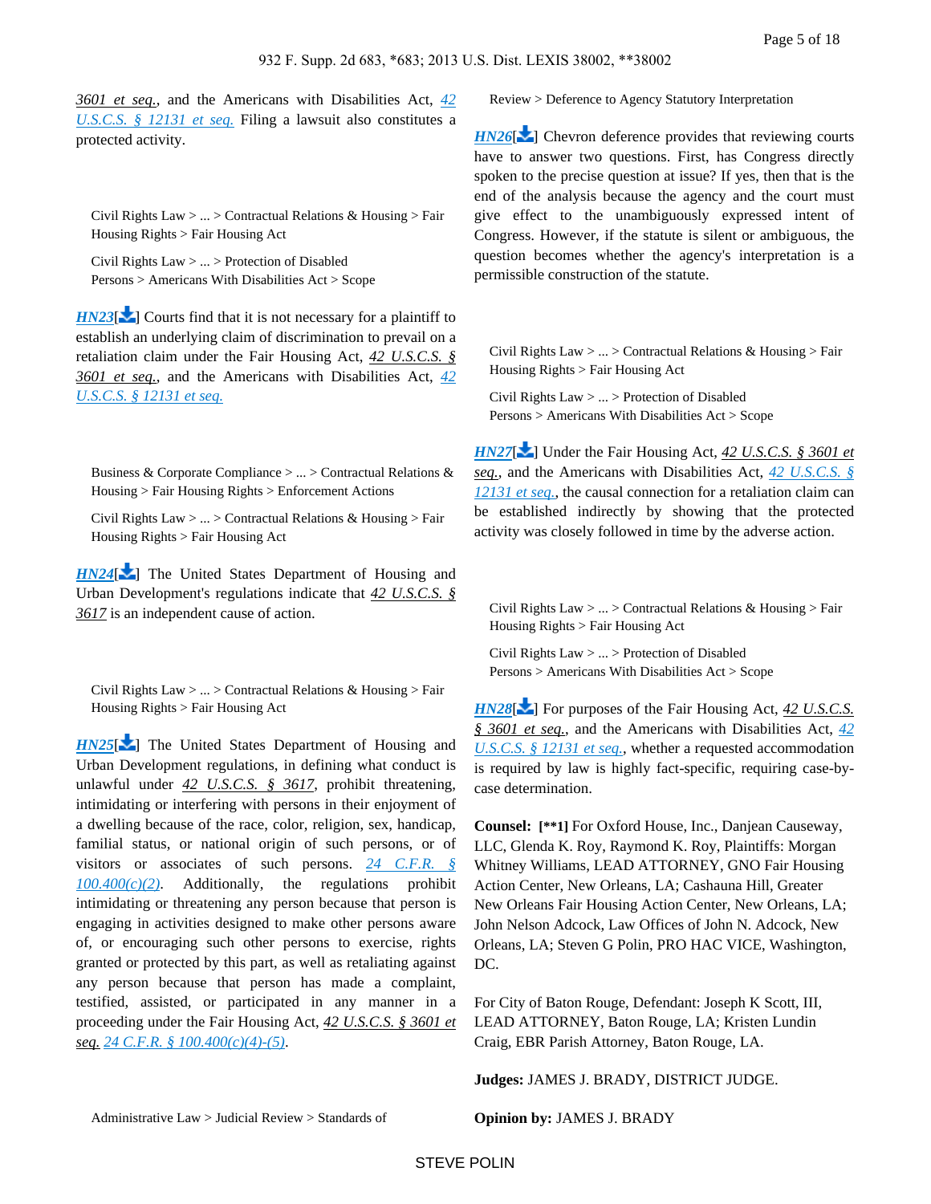3601 et seq., and the Americans with Disabilities Act, 42 U.S.C.S. § 12131 et seq. Filing a lawsuit also constitutes a protected activity.

Civil Rights Law > ... > Contractual Relations & Housing > Fair Housing Rights > Fair Housing Act

Civil Rights Law > ... > Protection of Disabled Persons > Americans With Disabilities Act > Scope

HN23[] Courts find that it is not necessary for a plaintiff to establish an underlying claim of discrimination to prevail on a retaliation claim under the Fair Housing Act, 42 U.S.C.S. § 3601 et seq., and the Americans with Disabilities Act, 42 U.S.C.S. § 12131 et seq.

Business & Corporate Compliance > ... > Contractual Relations & Housing > Fair Housing Rights > Enforcement Actions

Civil Rights Law > ... > Contractual Relations & Housing > Fair Housing Rights > Fair Housing Act

HN24[] The United States Department of Housing and Urban Development's regulations indicate that 42 U.S.C.S. § 3617 is an independent cause of action.

Civil Rights Law > ... > Contractual Relations & Housing > Fair Housing Rights > Fair Housing Act

HN25[] The United States Department of Housing and Urban Development regulations, in defining what conduct is unlawful under 42 U.S.C.S. § 3617, prohibit threatening, intimidating or interfering with persons in their enjoyment of a dwelling because of the race, color, religion, sex, handicap, familial status, or national origin of such persons, or of visitors or associates of such persons. 24 C.F.R. § 100.400(c)(2). Additionally, the regulations prohibit intimidating or threatening any person because that person is engaging in activities designed to make other persons aware of, or encouraging such other persons to exercise, rights granted or protected by this part, as well as retaliating against any person because that person has made a complaint, testified, assisted, or participated in any manner in a proceeding under the Fair Housing Act, 42 U.S.C.S. § 3601 et seq. 24 C.F.R. § 100.400(c)(4)-(5).

Administrative Law > Judicial Review > Standards of Review > Deference to Agency Statutory Interpretation

HN26[] Chevron deference provides that reviewing courts have to answer two questions. First, has Congress directly spoken to the precise question at issue? If yes, then that is the end of the analysis because the agency and the court must give effect to the unambiguously expressed intent of Congress. However, if the statute is silent or ambiguous, the question becomes whether the agency's interpretation is a permissible construction of the statute.

Civil Rights Law > ... > Contractual Relations & Housing > Fair Housing Rights > Fair Housing Act

Civil Rights Law > ... > Protection of Disabled Persons > Americans With Disabilities Act > Scope

HN27[] Under the Fair Housing Act, 42 U.S.C.S. § 3601 et seq., and the Americans with Disabilities Act, 42 U.S.C.S. § 12131 et seq., the causal connection for a retaliation claim can be established indirectly by showing that the protected activity was closely followed in time by the adverse action.

Civil Rights Law > ... > Contractual Relations & Housing > Fair Housing Rights > Fair Housing Act

Civil Rights Law > ... > Protection of Disabled Persons > Americans With Disabilities Act > Scope

HN28[] For purposes of the Fair Housing Act, 42 U.S.C.S. § 3601 et seq., and the Americans with Disabilities Act, 42 U.S.C.S. § 12131 et seq., whether a requested accommodation is required by law is highly fact-specific, requiring case-by-case determination.

**Counsel:** [**1] For Oxford House, Inc., Danjean Causeway, LLC, Glenda K. Roy, Raymond K. Roy, Plaintiffs: Morgan Whitney Williams, LEAD ATTORNEY, GNO Fair Housing Action Center, New Orleans, LA; Cashauna Hill, Greater New Orleans Fair Housing Action Center, New Orleans, LA; John Nelson Adcock, Law Offices of John N. Adcock, New Orleans, LA; Steven G Polin, PRO HAC VICE, Washington, DC.

For City of Baton Rouge, Defendant: Joseph K Scott, III, LEAD ATTORNEY, Baton Rouge, LA; Kristen Lundin Craig, EBR Parish Attorney, Baton Rouge, LA.

**Judges:** JAMES J. BRADY, DISTRICT JUDGE.

**Opinion by:** JAMES J. BRADY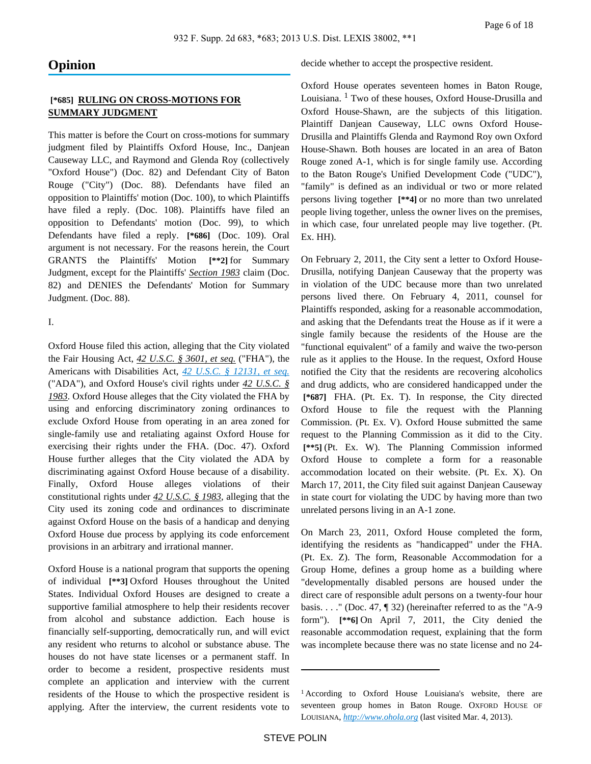## Opinion

**[*685] RULING ON CROSS-MOTIONS FOR SUMMARY JUDGMENT**

This matter is before the Court on cross-motions for summary judgment filed by Plaintiffs Oxford House, Inc., Danjean Causeway LLC, and Raymond and Glenda Roy (collectively "Oxford House") (Doc. 82) and Defendant City of Baton Rouge ("City") (Doc. 88). Defendants have filed an opposition to Plaintiffs' motion (Doc. 100), to which Plaintiffs have filed a reply. (Doc. 108). Plaintiffs have filed an opposition to Defendants' motion (Doc. 99), to which Defendants have filed a reply. **[*686]** (Doc. 109). Oral argument is not necessary. For the reasons herein, the Court GRANTS the Plaintiffs' **[**2]** for Summary Judgment, except for the Plaintiffs' *Section 1983* claim (Doc. 82) and DENIES the Defendants' Motion for Summary Judgment. (Doc. 88).

I.

Oxford House filed this action, alleging that the City violated the Fair Housing Act, *42 U.S.C. § 3601, et seq.* ("FHA"), the Americans with Disabilities Act, *42 U.S.C. § 12131, et seq.* ("ADA"), and Oxford House's civil rights under *42 U.S.C. § 1983*. Oxford House alleges that the City violated the FHA by using and enforcing discriminatory zoning ordinances to exclude Oxford House from operating in an area zoned for single-family use and retaliating against Oxford House for exercising their rights under the FHA. (Doc. 47). Oxford House further alleges that the City violated the ADA by discriminating against Oxford House because of a disability. Finally, Oxford House alleges violations of their constitutional rights under *42 U.S.C. § 1983*, alleging that the City used its zoning code and ordinances to discriminate against Oxford House on the basis of a handicap and denying Oxford House due process by applying its code enforcement provisions in an arbitrary and irrational manner.

Oxford House is a national program that supports the opening of individual **[**3]** Oxford Houses throughout the United States. Individual Oxford Houses are designed to create a supportive familial atmosphere to help their residents recover from alcohol and substance addiction. Each house is financially self-supporting, democratically run, and will evict any resident who returns to alcohol or substance abuse. The houses do not have state licenses or a permanent staff. In order to become a resident, prospective residents must complete an application and interview with the current residents of the House to which the prospective resident is applying. After the interview, the current residents vote to decide whether to accept the prospective resident.

Oxford House operates seventeen homes in Baton Rouge, Louisiana. [1] Two of these houses, Oxford House-Drusilla and Oxford House-Shawn, are the subjects of this litigation. Plaintiff Danjean Causeway, LLC owns Oxford House-Drusilla and Plaintiffs Glenda and Raymond Roy own Oxford House-Shawn. Both houses are located in an area of Baton Rouge zoned A-1, which is for single family use. According to the Baton Rouge's Unified Development Code ("UDC"), "family" is defined as an individual or two or more related persons living together **[**4]** or no more than two unrelated people living together, unless the owner lives on the premises, in which case, four unrelated people may live together. (Pt. Ex. HH).

On February 2, 2011, the City sent a letter to Oxford House-Drusilla, notifying Danjean Causeway that the property was in violation of the UDC because more than two unrelated persons lived there. On February 4, 2011, counsel for Plaintiffs responded, asking for a reasonable accommodation, and asking that the Defendants treat the House as if it were a single family because the residents of the House are the "functional equivalent" of a family and waive the two-person rule as it applies to the House. In the request, Oxford House notified the City that the residents are recovering alcoholics and drug addicts, who are considered handicapped under the **[*687]** FHA. (Pt. Ex. T). In response, the City directed Oxford House to file the request with the Planning Commission. (Pt. Ex. V). Oxford House submitted the same request to the Planning Commission as it did to the City. **[**5]** (Pt. Ex. W). The Planning Commission informed Oxford House to complete a form for a reasonable accommodation located on their website. (Pt. Ex. X). On March 17, 2011, the City filed suit against Danjean Causeway in state court for violating the UDC by having more than two unrelated persons living in an A-1 zone.

On March 23, 2011, Oxford House completed the form, identifying the residents as "handicapped" under the FHA. (Pt. Ex. Z). The form, Reasonable Accommodation for a Group Home, defines a group home as a building where "developmentally disabled persons are housed under the direct care of responsible adult persons on a twenty-four hour basis. . . ." (Doc. 47, ¶ 32) (hereinafter referred to as the "A-9 form"). **[**6]** On April 7, 2011, the City denied the reasonable accommodation request, explaining that the form was incomplete because there was no state license and no 24-

---

[1] According to Oxford House Louisiana's website, there are seventeen group homes in Baton Rouge. OXFORD HOUSE OF LOUISIANA, *http://www.ohola.org* (last visited Mar. 4, 2013).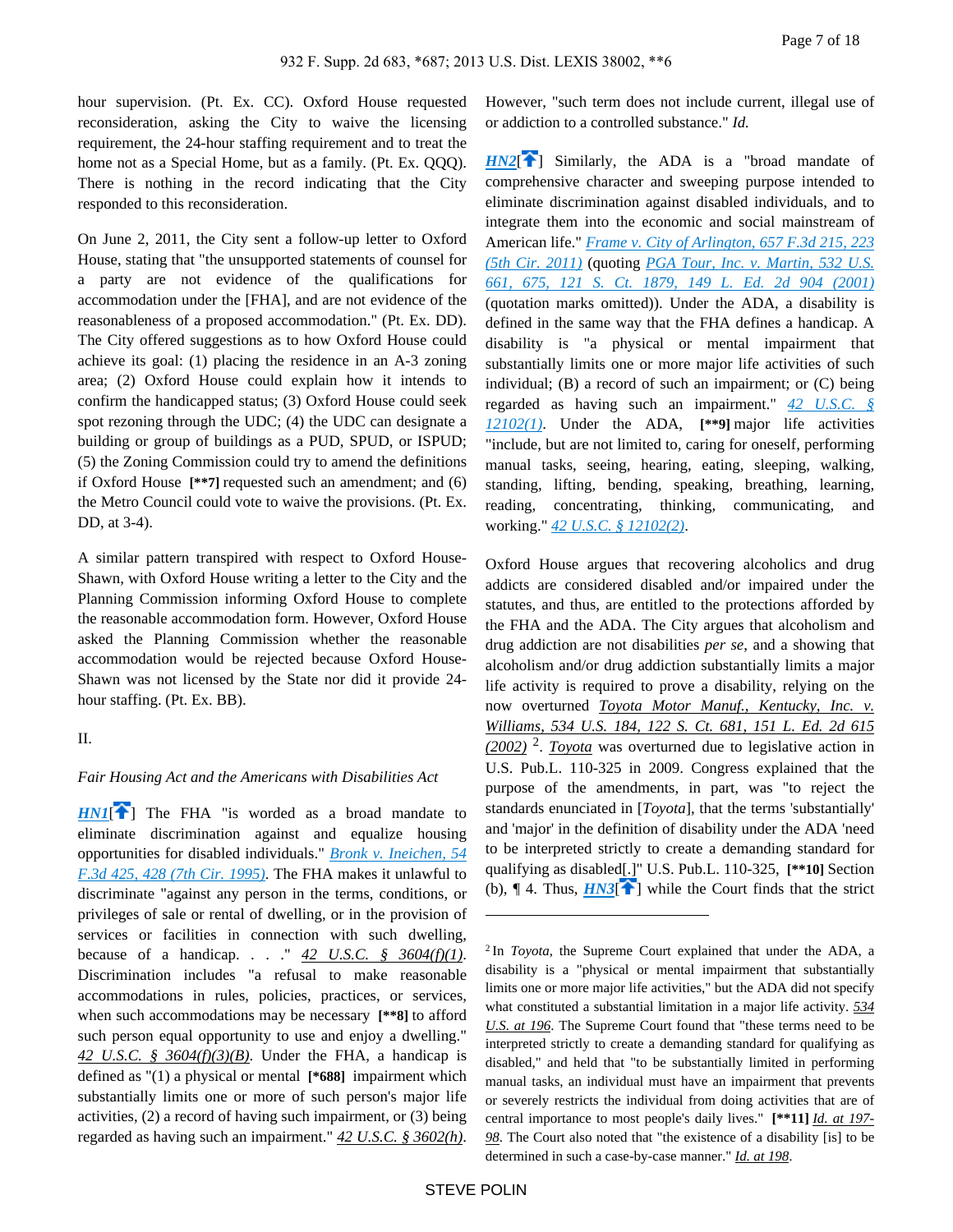hour supervision. (Pt. Ex. CC). Oxford House requested reconsideration, asking the City to waive the licensing requirement, the 24-hour staffing requirement and to treat the home not as a Special Home, but as a family. (Pt. Ex. QQQ). There is nothing in the record indicating that the City responded to this reconsideration.

On June 2, 2011, the City sent a follow-up letter to Oxford House, stating that "the unsupported statements of counsel for a party are not evidence of the qualifications for accommodation under the [FHA], and are not evidence of the reasonableness of a proposed accommodation." (Pt. Ex. DD). The City offered suggestions as to how Oxford House could achieve its goal: (1) placing the residence in an A-3 zoning area; (2) Oxford House could explain how it intends to confirm the handicapped status; (3) Oxford House could seek spot rezoning through the UDC; (4) the UDC can designate a building or group of buildings as a PUD, SPUD, or ISPUD; (5) the Zoning Commission could try to amend the definitions if Oxford House **[\*\*7]** requested such an amendment; and (6) the Metro Council could vote to waive the provisions. (Pt. Ex. DD, at 3-4).

A similar pattern transpired with respect to Oxford House-Shawn, with Oxford House writing a letter to the City and the Planning Commission informing Oxford House to complete the reasonable accommodation form. However, Oxford House asked the Planning Commission whether the reasonable accommodation would be rejected because Oxford House-Shawn was not licensed by the State nor did it provide 24-hour staffing. (Pt. Ex. BB).

II.

*Fair Housing Act and the Americans with Disabilities Act*

***HN1***[] The FHA "is worded as a broad mandate to eliminate discrimination against and equalize housing opportunities for disabled individuals." *Bronk v. Ineichen, 54 F.3d 425, 428 (7th Cir. 1995)*. The FHA makes it unlawful to discriminate "against any person in the terms, conditions, or privileges of sale or rental of dwelling, or in the provision of services or facilities in connection with such dwelling, because of a handicap. . . ." *42 U.S.C. § 3604(f)(1)*. Discrimination includes "a refusal to make reasonable accommodations in rules, policies, practices, or services, when such accommodations may be necessary **[\*\*8]** to afford such person equal opportunity to use and enjoy a dwelling." *42 U.S.C. § 3604(f)(3)(B)*. Under the FHA, a handicap is defined as "(1) a physical or mental **[\*688]** impairment which substantially limits one or more of such person's major life activities, (2) a record of having such impairment, or (3) being regarded as having such an impairment." *42 U.S.C. § 3602(h)*. However, "such term does not include current, illegal use of or addiction to a controlled substance." *Id.*

***HN2***[] Similarly, the ADA is a "broad mandate of comprehensive character and sweeping purpose intended to eliminate discrimination against disabled individuals, and to integrate them into the economic and social mainstream of American life." *Frame v. City of Arlington, 657 F.3d 215, 223 (5th Cir. 2011)* (quoting *PGA Tour, Inc. v. Martin, 532 U.S. 661, 675, 121 S. Ct. 1879, 149 L. Ed. 2d 904 (2001)* (quotation marks omitted)). Under the ADA, a disability is defined in the same way that the FHA defines a handicap. A disability is "a physical or mental impairment that substantially limits one or more major life activities of such individual; (B) a record of such an impairment; or (C) being regarded as having such an impairment." *42 U.S.C. § 12102(1)*. Under the ADA, **[\*\*9]** major life activities "include, but are not limited to, caring for oneself, performing manual tasks, seeing, hearing, eating, sleeping, walking, standing, lifting, bending, speaking, breathing, learning, reading, concentrating, thinking, communicating, and working." *42 U.S.C. § 12102(2)*.

Oxford House argues that recovering alcoholics and drug addicts are considered disabled and/or impaired under the statutes, and thus, are entitled to the protections afforded by the FHA and the ADA. The City argues that alcoholism and drug addiction are not disabilities *per se*, and a showing that alcoholism and/or drug addiction substantially limits a major life activity is required to prove a disability, relying on the now overturned *Toyota Motor Manuf., Kentucky, Inc. v. Williams, 534 U.S. 184, 122 S. Ct. 681, 151 L. Ed. 2d 615 (2002)* [2]. *Toyota* was overturned due to legislative action in U.S. Pub.L. 110-325 in 2009. Congress explained that the purpose of the amendments, in part, was "to reject the standards enunciated in [*Toyota*], that the terms 'substantially' and 'major' in the definition of disability under the ADA 'need to be interpreted strictly to create a demanding standard for qualifying as disabled[.]" U.S. Pub.L. 110-325, **[\*\*10]** Section (b), ¶ 4. Thus, ***HN3***[] while the Court finds that the strict

---

[2] In *Toyota*, the Supreme Court explained that under the ADA, a disability is a "physical or mental impairment that substantially limits one or more major life activities," but the ADA did not specify what constituted a substantial limitation in a major life activity. *534 U.S. at 196*. The Supreme Court found that "these terms need to be interpreted strictly to create a demanding standard for qualifying as disabled," and held that "to be substantially limited in performing manual tasks, an individual must have an impairment that prevents or severely restricts the individual from doing activities that are of central importance to most people's daily lives." **[\*\*11]** *Id. at 197-98*. The Court also noted that "the existence of a disability [is] to be determined in such a case-by-case manner." *Id. at 198*.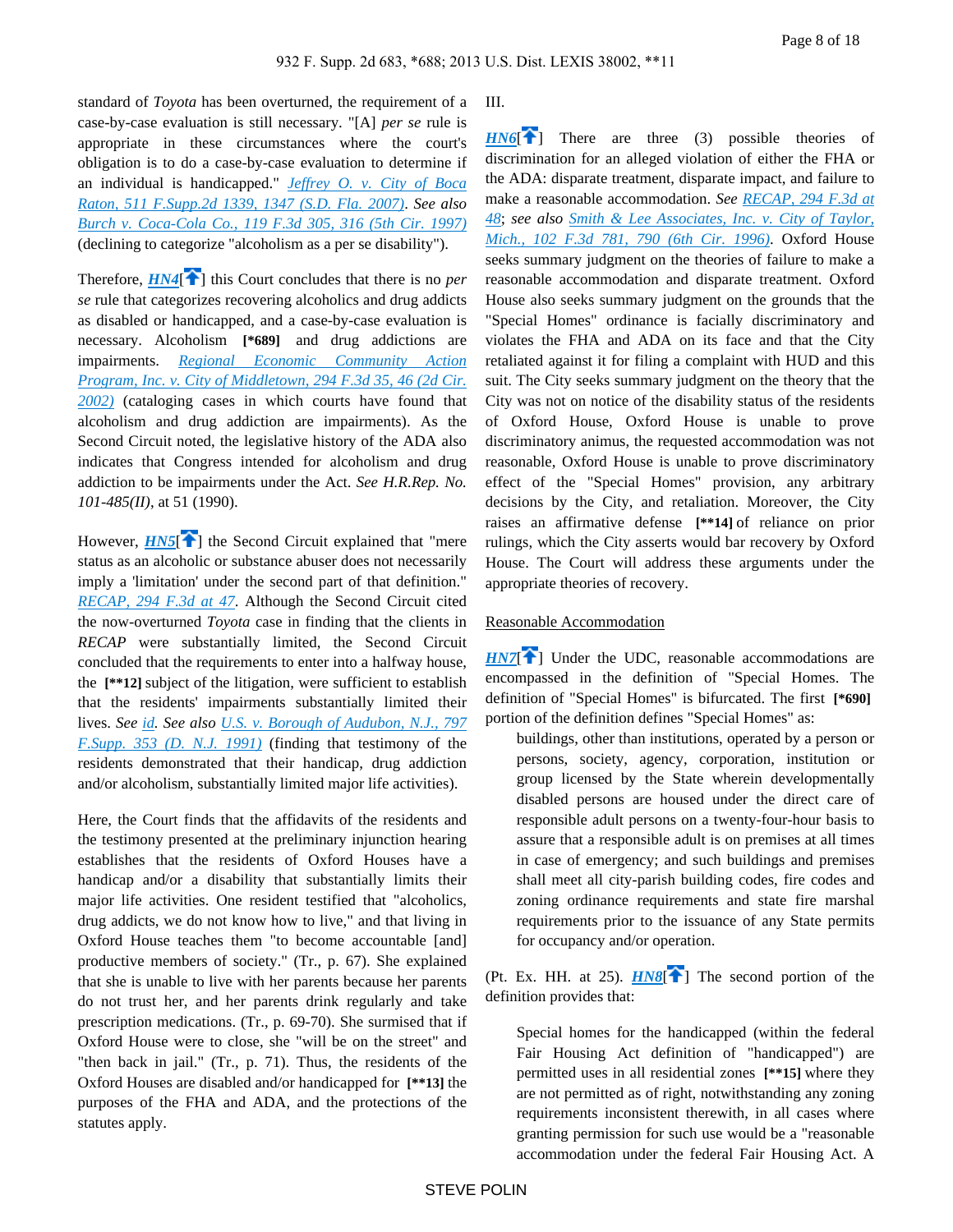standard of *Toyota* has been overturned, the requirement of a case-by-case evaluation is still necessary. "[A] *per se* rule is appropriate in these circumstances where the court's obligation is to do a case-by-case evaluation to determine if an individual is handicapped." *Jeffrey O. v. City of Boca Raton, 511 F.Supp.2d 1339, 1347 (S.D. Fla. 2007)*. *See also Burch v. Coca-Cola Co., 119 F.3d 305, 316 (5th Cir. 1997)* (declining to categorize "alcoholism as a per se disability").

Therefore, ***HN4***[] this Court concludes that there is no *per se* rule that categorizes recovering alcoholics and drug addicts as disabled or handicapped, and a case-by-case evaluation is necessary. Alcoholism **[\*689]** and drug addictions are impairments. *Regional Economic Community Action Program, Inc. v. City of Middletown, 294 F.3d 35, 46 (2d Cir. 2002)* (cataloging cases in which courts have found that alcoholism and drug addiction are impairments). As the Second Circuit noted, the legislative history of the ADA also indicates that Congress intended for alcoholism and drug addiction to be impairments under the Act. *See H.R.Rep. No. 101-485(II)*, at 51 (1990).

However, ***HN5***[] the Second Circuit explained that "mere status as an alcoholic or substance abuser does not necessarily imply a 'limitation' under the second part of that definition." *RECAP, 294 F.3d at 47*. Although the Second Circuit cited the now-overturned *Toyota* case in finding that the clients in *RECAP* were substantially limited, the Second Circuit concluded that the requirements to enter into a halfway house, the **[\*\*12]** subject of the litigation, were sufficient to establish that the residents' impairments substantially limited their lives. *See id*. *See also U.S. v. Borough of Audubon, N.J., 797 F.Supp. 353 (D. N.J. 1991)* (finding that testimony of the residents demonstrated that their handicap, drug addiction and/or alcoholism, substantially limited major life activities).

Here, the Court finds that the affidavits of the residents and the testimony presented at the preliminary injunction hearing establishes that the residents of Oxford Houses have a handicap and/or a disability that substantially limits their major life activities. One resident testified that "alcoholics, drug addicts, we do not know how to live," and that living in Oxford House teaches them "to become accountable [and] productive members of society." (Tr., p. 67). She explained that she is unable to live with her parents because her parents do not trust her, and her parents drink regularly and take prescription medications. (Tr., p. 69-70). She surmised that if Oxford House were to close, she "will be on the street" and "then back in jail." (Tr., p. 71). Thus, the residents of the Oxford Houses are disabled and/or handicapped for **[\*\*13]** the purposes of the FHA and ADA, and the protections of the statutes apply.

III.

***HN6***[] There are three (3) possible theories of discrimination for an alleged violation of either the FHA or the ADA: disparate treatment, disparate impact, and failure to make a reasonable accommodation. *See RECAP, 294 F.3d at 48*; *see also Smith & Lee Associates, Inc. v. City of Taylor, Mich., 102 F.3d 781, 790 (6th Cir. 1996)*. Oxford House seeks summary judgment on the theories of failure to make a reasonable accommodation and disparate treatment. Oxford House also seeks summary judgment on the grounds that the "Special Homes" ordinance is facially discriminatory and violates the FHA and ADA on its face and that the City retaliated against it for filing a complaint with HUD and this suit. The City seeks summary judgment on the theory that the City was not on notice of the disability status of the residents of Oxford House, Oxford House is unable to prove discriminatory animus, the requested accommodation was not reasonable, Oxford House is unable to prove discriminatory effect of the "Special Homes" provision, any arbitrary decisions by the City, and retaliation. Moreover, the City raises an affirmative defense **[\*\*14]** of reliance on prior rulings, which the City asserts would bar recovery by Oxford House. The Court will address these arguments under the appropriate theories of recovery.

Reasonable Accommodation

***HN7***[] Under the UDC, reasonable accommodations are encompassed in the definition of "Special Homes. The definition of "Special Homes" is bifurcated. The first **[\*690]** portion of the definition defines "Special Homes" as:

> buildings, other than institutions, operated by a person or persons, society, agency, corporation, institution or group licensed by the State wherein developmentally disabled persons are housed under the direct care of responsible adult persons on a twenty-four-hour basis to assure that a responsible adult is on premises at all times in case of emergency; and such buildings and premises shall meet all city-parish building codes, fire codes and zoning ordinance requirements and state fire marshal requirements prior to the issuance of any State permits for occupancy and/or operation.

(Pt. Ex. HH. at 25). ***HN8***[] The second portion of the definition provides that:

> Special homes for the handicapped (within the federal Fair Housing Act definition of "handicapped") are permitted uses in all residential zones **[\*\*15]** where they are not permitted as of right, notwithstanding any zoning requirements inconsistent therewith, in all cases where granting permission for such use would be a "reasonable accommodation under the federal Fair Housing Act. A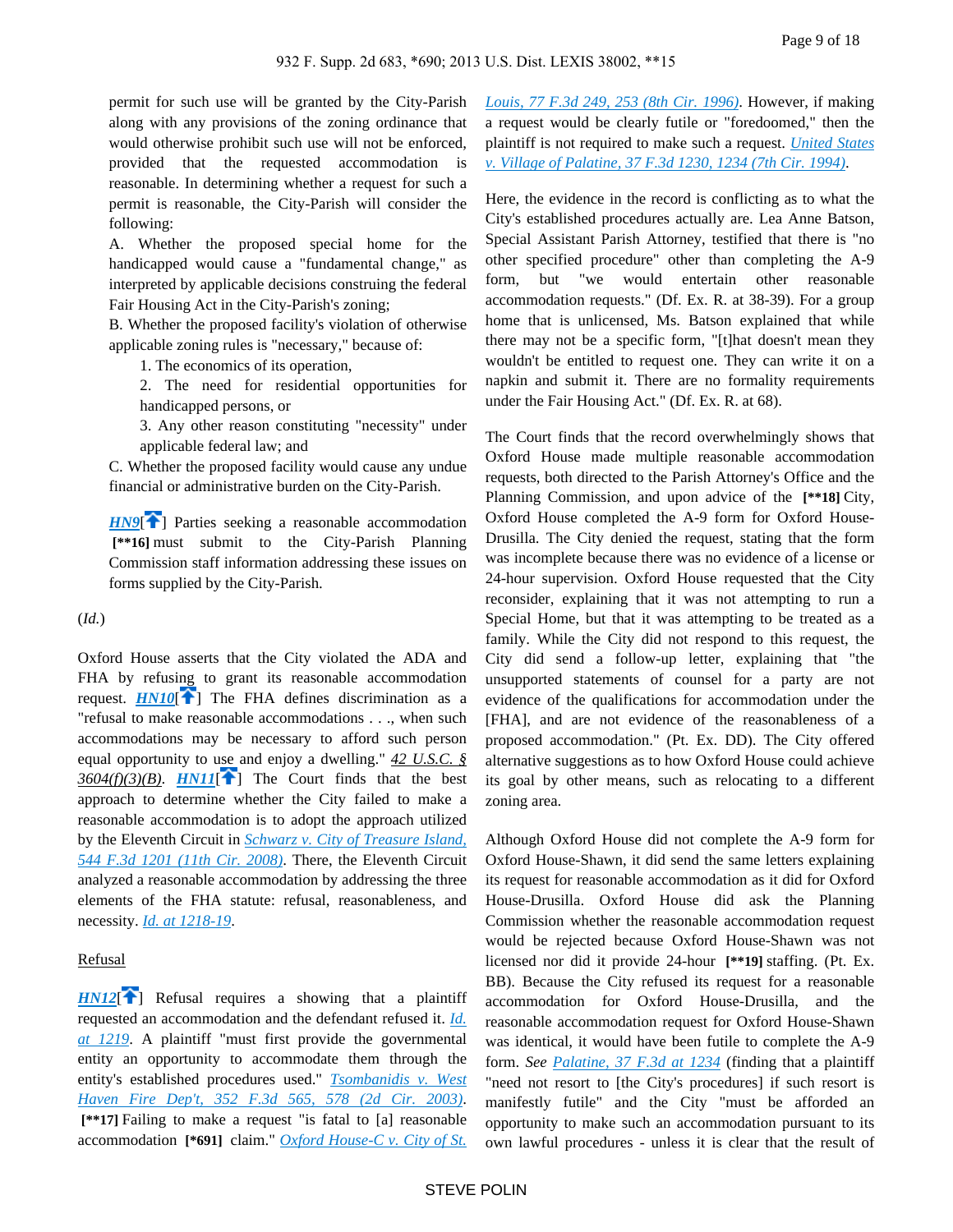permit for such use will be granted by the City-Parish along with any provisions of the zoning ordinance that would otherwise prohibit such use will not be enforced, provided that the requested accommodation is reasonable. In determining whether a request for such a permit is reasonable, the City-Parish will consider the following:

A. Whether the proposed special home for the handicapped would cause a "fundamental change," as interpreted by applicable decisions construing the federal Fair Housing Act in the City-Parish's zoning;

B. Whether the proposed facility's violation of otherwise applicable zoning rules is "necessary," because of:

1. The economics of its operation,
2. The need for residential opportunities for handicapped persons, or
3. Any other reason constituting "necessity" under applicable federal law; and

C. Whether the proposed facility would cause any undue financial or administrative burden on the City-Parish.

HN9[] Parties seeking a reasonable accommodation [**16] must submit to the City-Parish Planning Commission staff information addressing these issues on forms supplied by the City-Parish.

(*Id.*)

Oxford House asserts that the City violated the ADA and FHA by refusing to grant its reasonable accommodation request. HN10[] The FHA defines discrimination as a "refusal to make reasonable accommodations . . ., when such accommodations may be necessary to afford such person equal opportunity to use and enjoy a dwelling." 42 U.S.C. § 3604(f)(3)(B). HN11[] The Court finds that the best approach to determine whether the City failed to make a reasonable accommodation is to adopt the approach utilized by the Eleventh Circuit in *Schwarz v. City of Treasure Island, 544 F.3d 1201 (11th Cir. 2008)*. There, the Eleventh Circuit analyzed a reasonable accommodation by addressing the three elements of the FHA statute: refusal, reasonableness, and necessity. *Id. at 1218-19*.

Refusal

HN12[] Refusal requires a showing that a plaintiff requested an accommodation and the defendant refused it. *Id. at 1219*. A plaintiff "must first provide the governmental entity an opportunity to accommodate them through the entity's established procedures used." *Tsombanidis v. West Haven Fire Dep't, 352 F.3d 565, 578 (2d Cir. 2003)*. [**17] Failing to make a request "is fatal to [a] reasonable accommodation [*691] claim." *Oxford House-C v. City of St. Louis, 77 F.3d 249, 253 (8th Cir. 1996)*. However, if making a request would be clearly futile or "foredoomed," then the plaintiff is not required to make such a request. *United States v. Village of Palatine, 37 F.3d 1230, 1234 (7th Cir. 1994)*.

Here, the evidence in the record is conflicting as to what the City's established procedures actually are. Lea Anne Batson, Special Assistant Parish Attorney, testified that there is "no other specified procedure" other than completing the A-9 form, but "we would entertain other reasonable accommodation requests." (Df. Ex. R. at 38-39). For a group home that is unlicensed, Ms. Batson explained that while there may not be a specific form, "[t]hat doesn't mean they wouldn't be entitled to request one. They can write it on a napkin and submit it. There are no formality requirements under the Fair Housing Act." (Df. Ex. R. at 68).

The Court finds that the record overwhelmingly shows that Oxford House made multiple reasonable accommodation requests, both directed to the Parish Attorney's Office and the Planning Commission, and upon advice of the [**18] City, Oxford House completed the A-9 form for Oxford House-Drusilla. The City denied the request, stating that the form was incomplete because there was no evidence of a license or 24-hour supervision. Oxford House requested that the City reconsider, explaining that it was not attempting to run a Special Home, but that it was attempting to be treated as a family. While the City did not respond to this request, the City did send a follow-up letter, explaining that "the unsupported statements of counsel for a party are not evidence of the qualifications for accommodation under the [FHA], and are not evidence of the reasonableness of a proposed accommodation." (Pt. Ex. DD). The City offered alternative suggestions as to how Oxford House could achieve its goal by other means, such as relocating to a different zoning area.

Although Oxford House did not complete the A-9 form for Oxford House-Shawn, it did send the same letters explaining its request for reasonable accommodation as it did for Oxford House-Drusilla. Oxford House did ask the Planning Commission whether the reasonable accommodation request would be rejected because Oxford House-Shawn was not licensed nor did it provide 24-hour [**19] staffing. (Pt. Ex. BB). Because the City refused its request for a reasonable accommodation for Oxford House-Drusilla, and the reasonable accommodation request for Oxford House-Shawn was identical, it would have been futile to complete the A-9 form. *See Palatine, 37 F.3d at 1234* (finding that a plaintiff "need not resort to [the City's procedures] if such resort is manifestly futile" and the City "must be afforded an opportunity to make such an accommodation pursuant to its own lawful procedures - unless it is clear that the result of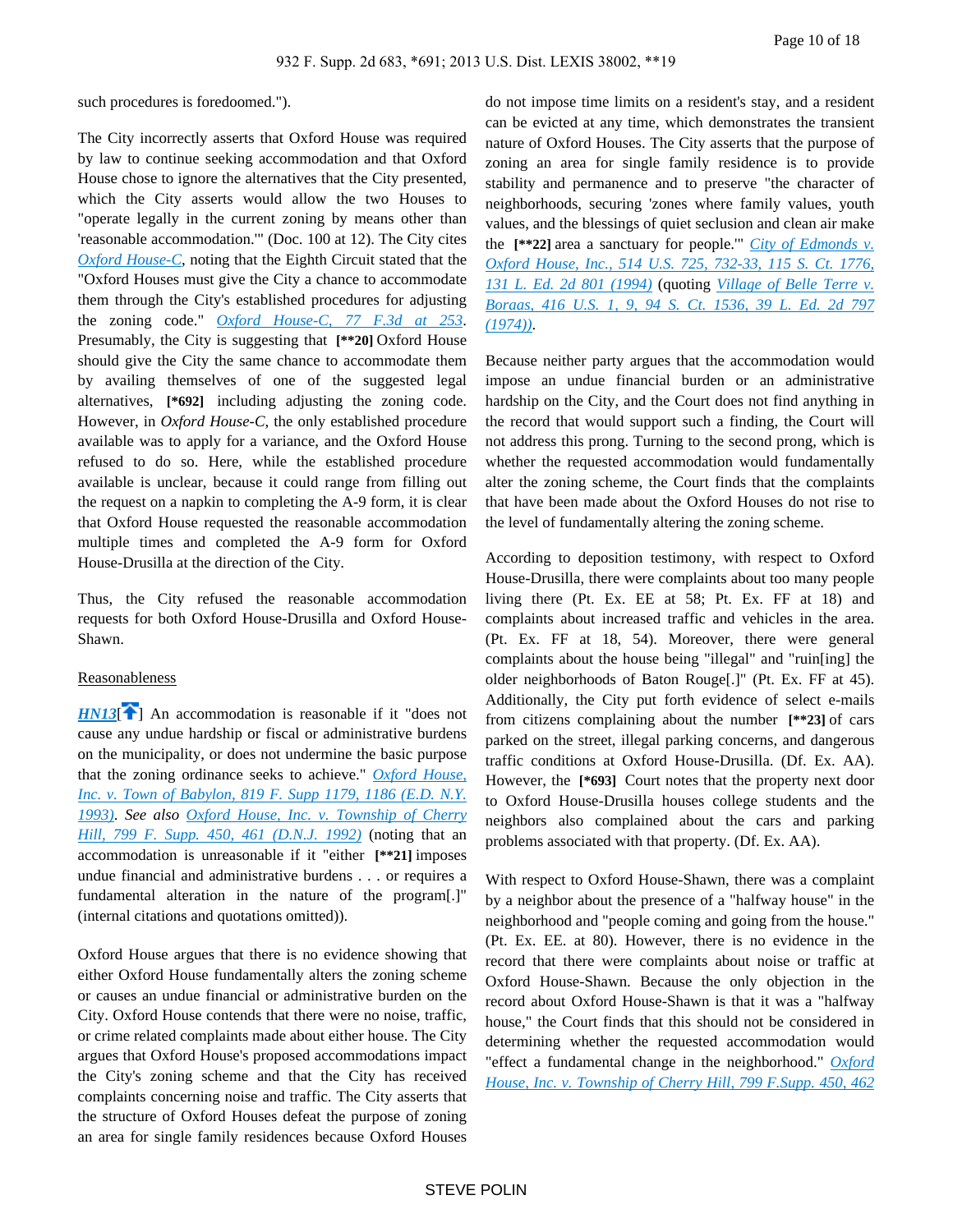such procedures is foredoomed.").

The City incorrectly asserts that Oxford House was required by law to continue seeking accommodation and that Oxford House chose to ignore the alternatives that the City presented, which the City asserts would allow the two Houses to "operate legally in the current zoning by means other than 'reasonable accommodation.'" (Doc. 100 at 12). The City cites *Oxford House-C*, noting that the Eighth Circuit stated that the "Oxford Houses must give the City a chance to accommodate them through the City's established procedures for adjusting the zoning code." *Oxford House-C, 77 F.3d at 253*. Presumably, the City is suggesting that **[\*\*20]** Oxford House should give the City the same chance to accommodate them by availing themselves of one of the suggested legal alternatives, **[\*692]** including adjusting the zoning code. However, in *Oxford House-C,* the only established procedure available was to apply for a variance, and the Oxford House refused to do so. Here, while the established procedure available is unclear, because it could range from filling out the request on a napkin to completing the A-9 form, it is clear that Oxford House requested the reasonable accommodation multiple times and completed the A-9 form for Oxford House-Drusilla at the direction of the City.

Thus, the City refused the reasonable accommodation requests for both Oxford House-Drusilla and Oxford House-Shawn.

Reasonableness

***HN13***[] An accommodation is reasonable if it "does not cause any undue hardship or fiscal or administrative burdens on the municipality, or does not undermine the basic purpose that the zoning ordinance seeks to achieve." *Oxford House, Inc. v. Town of Babylon, 819 F. Supp 1179, 1186 (E.D. N.Y. 1993)*. *See also* *Oxford House, Inc. v. Township of Cherry Hill, 799 F. Supp. 450, 461 (D.N.J. 1992)* (noting that an accommodation is unreasonable if it "either **[\*\*21]** imposes undue financial and administrative burdens . . . or requires a fundamental alteration in the nature of the program[.]" (internal citations and quotations omitted)).

Oxford House argues that there is no evidence showing that either Oxford House fundamentally alters the zoning scheme or causes an undue financial or administrative burden on the City. Oxford House contends that there were no noise, traffic, or crime related complaints made about either house. The City argues that Oxford House's proposed accommodations impact the City's zoning scheme and that the City has received complaints concerning noise and traffic. The City asserts that the structure of Oxford Houses defeat the purpose of zoning an area for single family residences because Oxford Houses do not impose time limits on a resident's stay, and a resident can be evicted at any time, which demonstrates the transient nature of Oxford Houses. The City asserts that the purpose of zoning an area for single family residence is to provide stability and permanence and to preserve "the character of neighborhoods, securing 'zones where family values, youth values, and the blessings of quiet seclusion and clean air make the **[\*\*22]** area a sanctuary for people.'" *City of Edmonds v. Oxford House, Inc., 514 U.S. 725, 732-33, 115 S. Ct. 1776, 131 L. Ed. 2d 801 (1994)* (quoting *Village of Belle Terre v. Boraas, 416 U.S. 1, 9, 94 S. Ct. 1536, 39 L. Ed. 2d 797 (1974))*.

Because neither party argues that the accommodation would impose an undue financial burden or an administrative hardship on the City, and the Court does not find anything in the record that would support such a finding, the Court will not address this prong. Turning to the second prong, which is whether the requested accommodation would fundamentally alter the zoning scheme, the Court finds that the complaints that have been made about the Oxford Houses do not rise to the level of fundamentally altering the zoning scheme.

According to deposition testimony, with respect to Oxford House-Drusilla, there were complaints about too many people living there (Pt. Ex. EE at 58; Pt. Ex. FF at 18) and complaints about increased traffic and vehicles in the area. (Pt. Ex. FF at 18, 54). Moreover, there were general complaints about the house being "illegal" and "ruin[ing] the older neighborhoods of Baton Rouge[.]" (Pt. Ex. FF at 45). Additionally, the City put forth evidence of select e-mails from citizens complaining about the number **[\*\*23]** of cars parked on the street, illegal parking concerns, and dangerous traffic conditions at Oxford House-Drusilla. (Df. Ex. AA). However, the **[\*693]** Court notes that the property next door to Oxford House-Drusilla houses college students and the neighbors also complained about the cars and parking problems associated with that property. (Df. Ex. AA).

With respect to Oxford House-Shawn, there was a complaint by a neighbor about the presence of a "halfway house" in the neighborhood and "people coming and going from the house." (Pt. Ex. EE. at 80). However, there is no evidence in the record that there were complaints about noise or traffic at Oxford House-Shawn. Because the only objection in the record about Oxford House-Shawn is that it was a "halfway house," the Court finds that this should not be considered in determining whether the requested accommodation would "effect a fundamental change in the neighborhood." *Oxford House, Inc. v. Township of Cherry Hill, 799 F.Supp. 450, 462*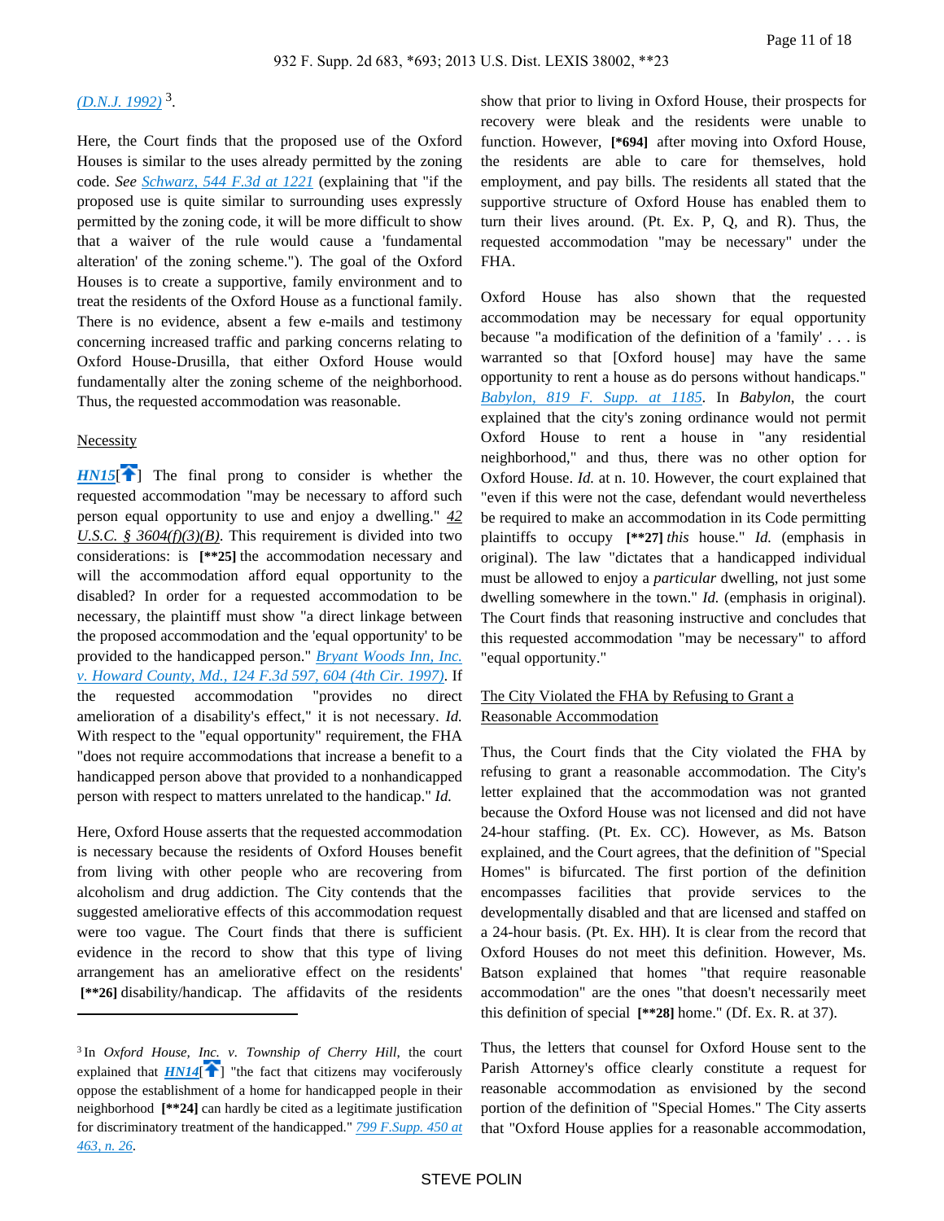(D.N.J. 1992) [3].

Here, the Court finds that the proposed use of the Oxford Houses is similar to the uses already permitted by the zoning code. *See* Schwarz, 544 F.3d at 1221 (explaining that "if the proposed use is quite similar to surrounding uses expressly permitted by the zoning code, it will be more difficult to show that a waiver of the rule would cause a 'fundamental alteration' of the zoning scheme."). The goal of the Oxford Houses is to create a supportive, family environment and to treat the residents of the Oxford House as a functional family. There is no evidence, absent a few e-mails and testimony concerning increased traffic and parking concerns relating to Oxford House-Drusilla, that either Oxford House would fundamentally alter the zoning scheme of the neighborhood. Thus, the requested accommodation was reasonable.

Necessity

**HN15**[] The final prong to consider is whether the requested accommodation "may be necessary to afford such person equal opportunity to use and enjoy a dwelling." 42 U.S.C. § 3604(f)(3)(B). This requirement is divided into two considerations: is **[\*\*25]** the accommodation necessary and will the accommodation afford equal opportunity to the disabled? In order for a requested accommodation to be necessary, the plaintiff must show "a direct linkage between the proposed accommodation and the 'equal opportunity' to be provided to the handicapped person." Bryant Woods Inn, Inc. v. Howard County, Md., 124 F.3d 597, 604 (4th Cir. 1997). If the requested accommodation "provides no direct amelioration of a disability's effect," it is not necessary. *Id.* With respect to the "equal opportunity" requirement, the FHA "does not require accommodations that increase a benefit to a handicapped person above that provided to a nonhandicapped person with respect to matters unrelated to the handicap." *Id.*

Here, Oxford House asserts that the requested accommodation is necessary because the residents of Oxford Houses benefit from living with other people who are recovering from alcoholism and drug addiction. The City contends that the suggested ameliorative effects of this accommodation request were too vague. The Court finds that there is sufficient evidence in the record to show that this type of living arrangement has an ameliorative effect on the residents' **[\*\*26]** disability/handicap. The affidavits of the residents show that prior to living in Oxford House, their prospects for recovery were bleak and the residents were unable to function. However, **[\*694]** after moving into Oxford House, the residents are able to care for themselves, hold employment, and pay bills. The residents all stated that the supportive structure of Oxford House has enabled them to turn their lives around. (Pt. Ex. P, Q, and R). Thus, the requested accommodation "may be necessary" under the FHA.

Oxford House has also shown that the requested accommodation may be necessary for equal opportunity because "a modification of the definition of a 'family' . . . is warranted so that [Oxford house] may have the same opportunity to rent a house as do persons without handicaps." Babylon, 819 F. Supp. at 1185. In *Babylon*, the court explained that the city's zoning ordinance would not permit Oxford House to rent a house in "any residential neighborhood," and thus, there was no other option for Oxford House. *Id.* at n. 10. However, the court explained that "even if this were not the case, defendant would nevertheless be required to make an accommodation in its Code permitting plaintiffs to occupy **[\*\*27]** *this* house." *Id.* (emphasis in original). The law "dictates that a handicapped individual must be allowed to enjoy a *particular* dwelling, not just some dwelling somewhere in the town." *Id.* (emphasis in original). The Court finds that reasoning instructive and concludes that this requested accommodation "may be necessary" to afford "equal opportunity."

The City Violated the FHA by Refusing to Grant a Reasonable Accommodation

Thus, the Court finds that the City violated the FHA by refusing to grant a reasonable accommodation. The City's letter explained that the accommodation was not granted because the Oxford House was not licensed and did not have 24-hour staffing. (Pt. Ex. CC). However, as Ms. Batson explained, and the Court agrees, that the definition of "Special Homes" is bifurcated. The first portion of the definition encompasses facilities that provide services to the developmentally disabled and that are licensed and staffed on a 24-hour basis. (Pt. Ex. HH). It is clear from the record that Oxford Houses do not meet this definition. However, Ms. Batson explained that homes "that require reasonable accommodation" are the ones "that doesn't necessarily meet this definition of special **[\*\*28]** home." (Df. Ex. R. at 37).

Thus, the letters that counsel for Oxford House sent to the Parish Attorney's office clearly constitute a request for reasonable accommodation as envisioned by the second portion of the definition of "Special Homes." The City asserts that "Oxford House applies for a reasonable accommodation,

---

[3] In *Oxford House, Inc. v. Township of Cherry Hill*, the court explained that **HN14**[] "the fact that citizens may vociferously oppose the establishment of a home for handicapped people in their neighborhood **[\*\*24]** can hardly be cited as a legitimate justification for discriminatory treatment of the handicapped." 799 F.Supp. 450 at 463, n. 26.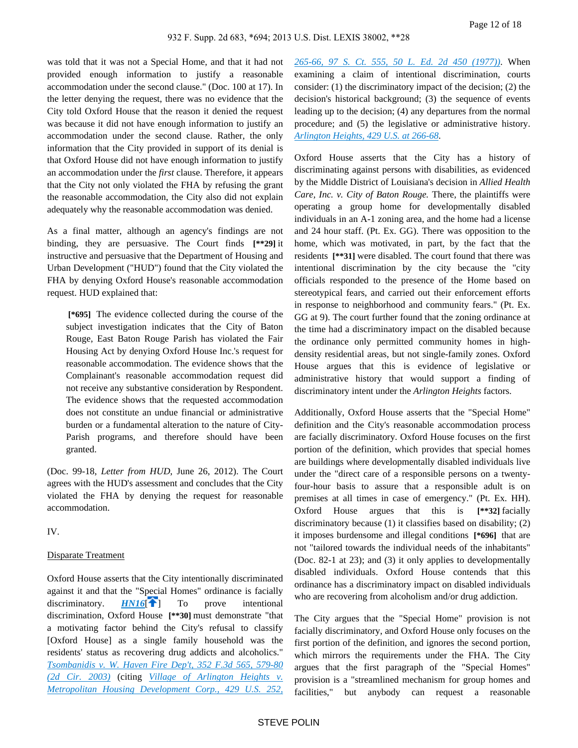was told that it was not a Special Home, and that it had not provided enough information to justify a reasonable accommodation under the second clause." (Doc. 100 at 17). In the letter denying the request, there was no evidence that the City told Oxford House that the reason it denied the request was because it did not have enough information to justify an accommodation under the second clause. Rather, the only information that the City provided in support of its denial is that Oxford House did not have enough information to justify an accommodation under the *first* clause. Therefore, it appears that the City not only violated the FHA by refusing the grant the reasonable accommodation, the City also did not explain adequately why the reasonable accommodation was denied.

As a final matter, although an agency's findings are not binding, they are persuasive. The Court finds **[**29]** it instructive and persuasive that the Department of Housing and Urban Development ("HUD") found that the City violated the FHA by denying Oxford House's reasonable accommodation request. HUD explained that:

> **[*695]** The evidence collected during the course of the subject investigation indicates that the City of Baton Rouge, East Baton Rouge Parish has violated the Fair Housing Act by denying Oxford House Inc.'s request for reasonable accommodation. The evidence shows that the Complainant's reasonable accommodation request did not receive any substantive consideration by Respondent. The evidence shows that the requested accommodation does not constitute an undue financial or administrative burden or a fundamental alteration to the nature of City-Parish programs, and therefore should have been granted.

(Doc. 99-18, *Letter from HUD*, June 26, 2012). The Court agrees with the HUD's assessment and concludes that the City violated the FHA by denying the request for reasonable accommodation.

IV.

Disparate Treatment

Oxford House asserts that the City intentionally discriminated against it and that the "Special Homes" ordinance is facially discriminatory. HN16[] To prove intentional discrimination, Oxford House **[**30]** must demonstrate "that a motivating factor behind the City's refusal to classify [Oxford House] as a single family household was the residents' status as recovering drug addicts and alcoholics." *Tsombanidis v. W. Haven Fire Dep't, 352 F.3d 565, 579-80 (2d Cir. 2003)* (citing *Village of Arlington Heights v. Metropolitan Housing Development Corp., 429 U.S. 252, 265-66, 97 S. Ct. 555, 50 L. Ed. 2d 450 (1977))*. When examining a claim of intentional discrimination, courts consider: (1) the discriminatory impact of the decision; (2) the decision's historical background; (3) the sequence of events leading up to the decision; (4) any departures from the normal procedure; and (5) the legislative or administrative history. *Arlington Heights, 429 U.S. at 266-68*.

Oxford House asserts that the City has a history of discriminating against persons with disabilities, as evidenced by the Middle District of Louisiana's decision in *Allied Health Care, Inc. v. City of Baton Rouge.* There, the plaintiffs were operating a group home for developmentally disabled individuals in an A-1 zoning area, and the home had a license and 24 hour staff. (Pt. Ex. GG). There was opposition to the home, which was motivated, in part, by the fact that the residents **[**31]** were disabled. The court found that there was intentional discrimination by the city because the "city officials responded to the presence of the Home based on stereotypical fears, and carried out their enforcement efforts in response to neighborhood and community fears." (Pt. Ex. GG at 9). The court further found that the zoning ordinance at the time had a discriminatory impact on the disabled because the ordinance only permitted community homes in high-density residential areas, but not single-family zones. Oxford House argues that this is evidence of legislative or administrative history that would support a finding of discriminatory intent under the *Arlington Heights* factors.

Additionally, Oxford House asserts that the "Special Home" definition and the City's reasonable accommodation process are facially discriminatory. Oxford House focuses on the first portion of the definition, which provides that special homes are buildings where developmentally disabled individuals live under the "direct care of a responsible persons on a twenty-four-hour basis to assure that a responsible adult is on premises at all times in case of emergency." (Pt. Ex. HH). Oxford House argues that this is **[**32]** facially discriminatory because (1) it classifies based on disability; (2) it imposes burdensome and illegal conditions **[*696]** that are not "tailored towards the individual needs of the inhabitants" (Doc. 82-1 at 23); and (3) it only applies to developmentally disabled individuals. Oxford House contends that this ordinance has a discriminatory impact on disabled individuals who are recovering from alcoholism and/or drug addiction.

The City argues that the "Special Home" provision is not facially discriminatory, and Oxford House only focuses on the first portion of the definition, and ignores the second portion, which mirrors the requirements under the FHA. The City argues that the first paragraph of the "Special Homes" provision is a "streamlined mechanism for group homes and facilities," but anybody can request a reasonable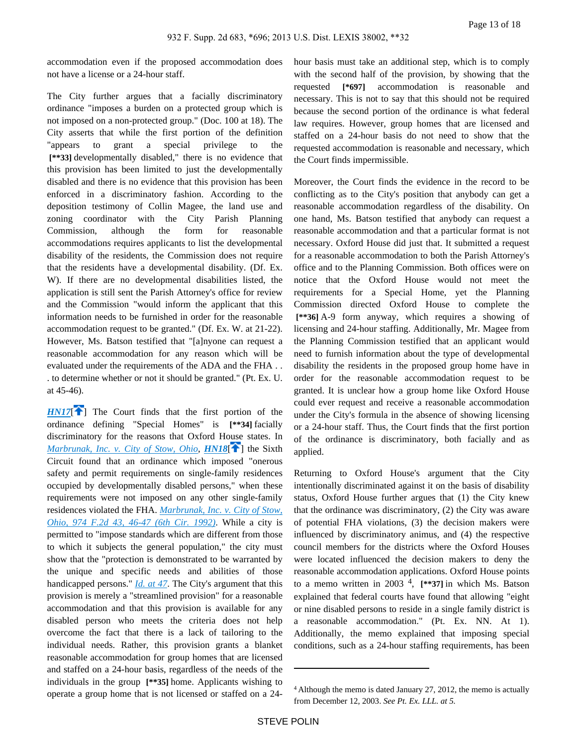accommodation even if the proposed accommodation does not have a license or a 24-hour staff.

The City further argues that a facially discriminatory ordinance "imposes a burden on a protected group which is not imposed on a non-protected group." (Doc. 100 at 18). The City asserts that while the first portion of the definition "appears to grant a special privilege to the **[**33]** developmentally disabled," there is no evidence that this provision has been limited to just the developmentally disabled and there is no evidence that this provision has been enforced in a discriminatory fashion. According to the deposition testimony of Collin Magee, the land use and zoning coordinator with the City Parish Planning Commission, although the form for reasonable accommodations requires applicants to list the developmental disability of the residents, the Commission does not require that the residents have a developmental disability. (Df. Ex. W). If there are no developmental disabilities listed, the application is still sent the Parish Attorney's office for review and the Commission "would inform the applicant that this information needs to be furnished in order for the reasonable accommodation request to be granted." (Df. Ex. W. at 21-22). However, Ms. Batson testified that "[a]nyone can request a reasonable accommodation for any reason which will be evaluated under the requirements of the ADA and the FHA . . . to determine whether or not it should be granted." (Pt. Ex. U. at 45-46).

***HN17***[] The Court finds that the first portion of the ordinance defining "Special Homes" is **[**34]** facially discriminatory for the reasons that Oxford House states. In *Marbrunak, Inc. v. City of Stow, Ohio*, ***HN18***[] the Sixth Circuit found that an ordinance which imposed "onerous safety and permit requirements on single-family residences occupied by developmentally disabled persons," when these requirements were not imposed on any other single-family residences violated the FHA. *Marbrunak, Inc. v. City of Stow, Ohio, 974 F.2d 43, 46-47 (6th Cir. 1992)*. While a city is permitted to "impose standards which are different from those to which it subjects the general population," the city must show that the "protection is demonstrated to be warranted by the unique and specific needs and abilities of those handicapped persons." *Id. at 47*. The City's argument that this provision is merely a "streamlined provision" for a reasonable accommodation and that this provision is available for any disabled person who meets the criteria does not help overcome the fact that there is a lack of tailoring to the individual needs. Rather, this provision grants a blanket reasonable accommodation for group homes that are licensed and staffed on a 24-hour basis, regardless of the needs of the individuals in the group **[**35]** home. Applicants wishing to operate a group home that is not licensed or staffed on a 24-hour basis must take an additional step, which is to comply with the second half of the provision, by showing that the requested **[*697]** accommodation is reasonable and necessary. This is not to say that this should not be required because the second portion of the ordinance is what federal law requires. However, group homes that are licensed and staffed on a 24-hour basis do not need to show that the requested accommodation is reasonable and necessary, which the Court finds impermissible.

Moreover, the Court finds the evidence in the record to be conflicting as to the City's position that anybody can get a reasonable accommodation regardless of the disability. On one hand, Ms. Batson testified that anybody can request a reasonable accommodation and that a particular format is not necessary. Oxford House did just that. It submitted a request for a reasonable accommodation to both the Parish Attorney's office and to the Planning Commission. Both offices were on notice that the Oxford House would not meet the requirements for a Special Home, yet the Planning Commission directed Oxford House to complete the **[**36]** A-9 form anyway, which requires a showing of licensing and 24-hour staffing. Additionally, Mr. Magee from the Planning Commission testified that an applicant would need to furnish information about the type of developmental disability the residents in the proposed group home have in order for the reasonable accommodation request to be granted. It is unclear how a group home like Oxford House could ever request and receive a reasonable accommodation under the City's formula in the absence of showing licensing or a 24-hour staff. Thus, the Court finds that the first portion of the ordinance is discriminatory, both facially and as applied.

Returning to Oxford House's argument that the City intentionally discriminated against it on the basis of disability status, Oxford House further argues that (1) the City knew that the ordinance was discriminatory, (2) the City was aware of potential FHA violations, (3) the decision makers were influenced by discriminatory animus, and (4) the respective council members for the districts where the Oxford Houses were located influenced the decision makers to deny the reasonable accommodation applications. Oxford House points to a memo written in 2003 [4], **[**37]** in which Ms. Batson explained that federal courts have found that allowing "eight or nine disabled persons to reside in a single family district is a reasonable accommodation." (Pt. Ex. NN. At 1). Additionally, the memo explained that imposing special conditions, such as a 24-hour staffing requirements, has been

---

[4] Although the memo is dated January 27, 2012, the memo is actually from December 12, 2003. *See Pt. Ex. LLL. at 5.*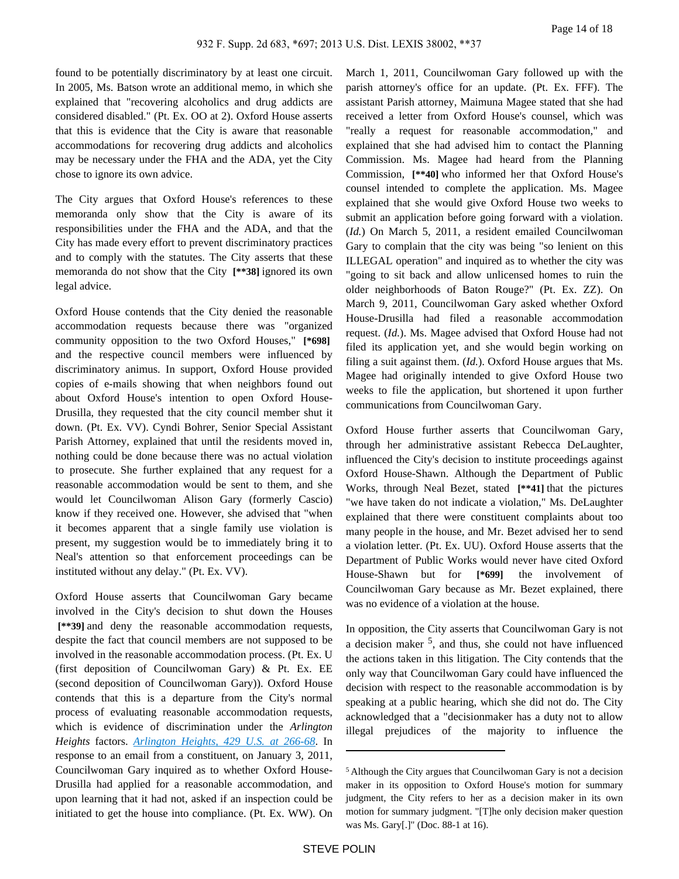found to be potentially discriminatory by at least one circuit. In 2005, Ms. Batson wrote an additional memo, in which she explained that "recovering alcoholics and drug addicts are considered disabled." (Pt. Ex. OO at 2). Oxford House asserts that this is evidence that the City is aware that reasonable accommodations for recovering drug addicts and alcoholics may be necessary under the FHA and the ADA, yet the City chose to ignore its own advice.

The City argues that Oxford House's references to these memoranda only show that the City is aware of its responsibilities under the FHA and the ADA, and that the City has made every effort to prevent discriminatory practices and to comply with the statutes. The City asserts that these memoranda do not show that the City **[\*\*38]** ignored its own legal advice.

Oxford House contends that the City denied the reasonable accommodation requests because there was "organized community opposition to the two Oxford Houses," **[\*698]** and the respective council members were influenced by discriminatory animus. In support, Oxford House provided copies of e-mails showing that when neighbors found out about Oxford House's intention to open Oxford House-Drusilla, they requested that the city council member shut it down. (Pt. Ex. VV). Cyndi Bohrer, Senior Special Assistant Parish Attorney, explained that until the residents moved in, nothing could be done because there was no actual violation to prosecute. She further explained that any request for a reasonable accommodation would be sent to them, and she would let Councilwoman Alison Gary (formerly Cascio) know if they received one. However, she advised that "when it becomes apparent that a single family use violation is present, my suggestion would be to immediately bring it to Neal's attention so that enforcement proceedings can be instituted without any delay." (Pt. Ex. VV).

Oxford House asserts that Councilwoman Gary became involved in the City's decision to shut down the Houses **[\*\*39]** and deny the reasonable accommodation requests, despite the fact that council members are not supposed to be involved in the reasonable accommodation process. (Pt. Ex. U (first deposition of Councilwoman Gary) & Pt. Ex. EE (second deposition of Councilwoman Gary)). Oxford House contends that this is a departure from the City's normal process of evaluating reasonable accommodation requests, which is evidence of discrimination under the *Arlington Heights* factors. *Arlington Heights, 429 U.S. at 266-68*. In response to an email from a constituent, on January 3, 2011, Councilwoman Gary inquired as to whether Oxford House-Drusilla had applied for a reasonable accommodation, and upon learning that it had not, asked if an inspection could be initiated to get the house into compliance. (Pt. Ex. WW). On March 1, 2011, Councilwoman Gary followed up with the parish attorney's office for an update. (Pt. Ex. FFF). The assistant Parish attorney, Maimuna Magee stated that she had received a letter from Oxford House's counsel, which was "really a request for reasonable accommodation," and explained that she had advised him to contact the Planning Commission. Ms. Magee had heard from the Planning Commission, **[\*\*40]** who informed her that Oxford House's counsel intended to complete the application. Ms. Magee explained that she would give Oxford House two weeks to submit an application before going forward with a violation. (*Id.*) On March 5, 2011, a resident emailed Councilwoman Gary to complain that the city was being "so lenient on this ILLEGAL operation" and inquired as to whether the city was "going to sit back and allow unlicensed homes to ruin the older neighborhoods of Baton Rouge?" (Pt. Ex. ZZ). On March 9, 2011, Councilwoman Gary asked whether Oxford House-Drusilla had filed a reasonable accommodation request. (*Id.*). Ms. Magee advised that Oxford House had not filed its application yet, and she would begin working on filing a suit against them. (*Id.*). Oxford House argues that Ms. Magee had originally intended to give Oxford House two weeks to file the application, but shortened it upon further communications from Councilwoman Gary.

Oxford House further asserts that Councilwoman Gary, through her administrative assistant Rebecca DeLaughter, influenced the City's decision to institute proceedings against Oxford House-Shawn. Although the Department of Public Works, through Neal Bezet, stated **[\*\*41]** that the pictures "we have taken do not indicate a violation," Ms. DeLaughter explained that there were constituent complaints about too many people in the house, and Mr. Bezet advised her to send a violation letter. (Pt. Ex. UU). Oxford House asserts that the Department of Public Works would never have cited Oxford House-Shawn but for **[\*699]** the involvement of Councilwoman Gary because as Mr. Bezet explained, there was no evidence of a violation at the house.

In opposition, the City asserts that Councilwoman Gary is not a decision maker [5], and thus, she could not have influenced the actions taken in this litigation. The City contends that the only way that Councilwoman Gary could have influenced the decision with respect to the reasonable accommodation is by speaking at a public hearing, which she did not do. The City acknowledged that a "decisionmaker has a duty not to allow illegal prejudices of the majority to influence the

---

[5] Although the City argues that Councilwoman Gary is not a decision maker in its opposition to Oxford House's motion for summary judgment, the City refers to her as a decision maker in its own motion for summary judgment. "[T]he only decision maker question was Ms. Gary[.]" (Doc. 88-1 at 16).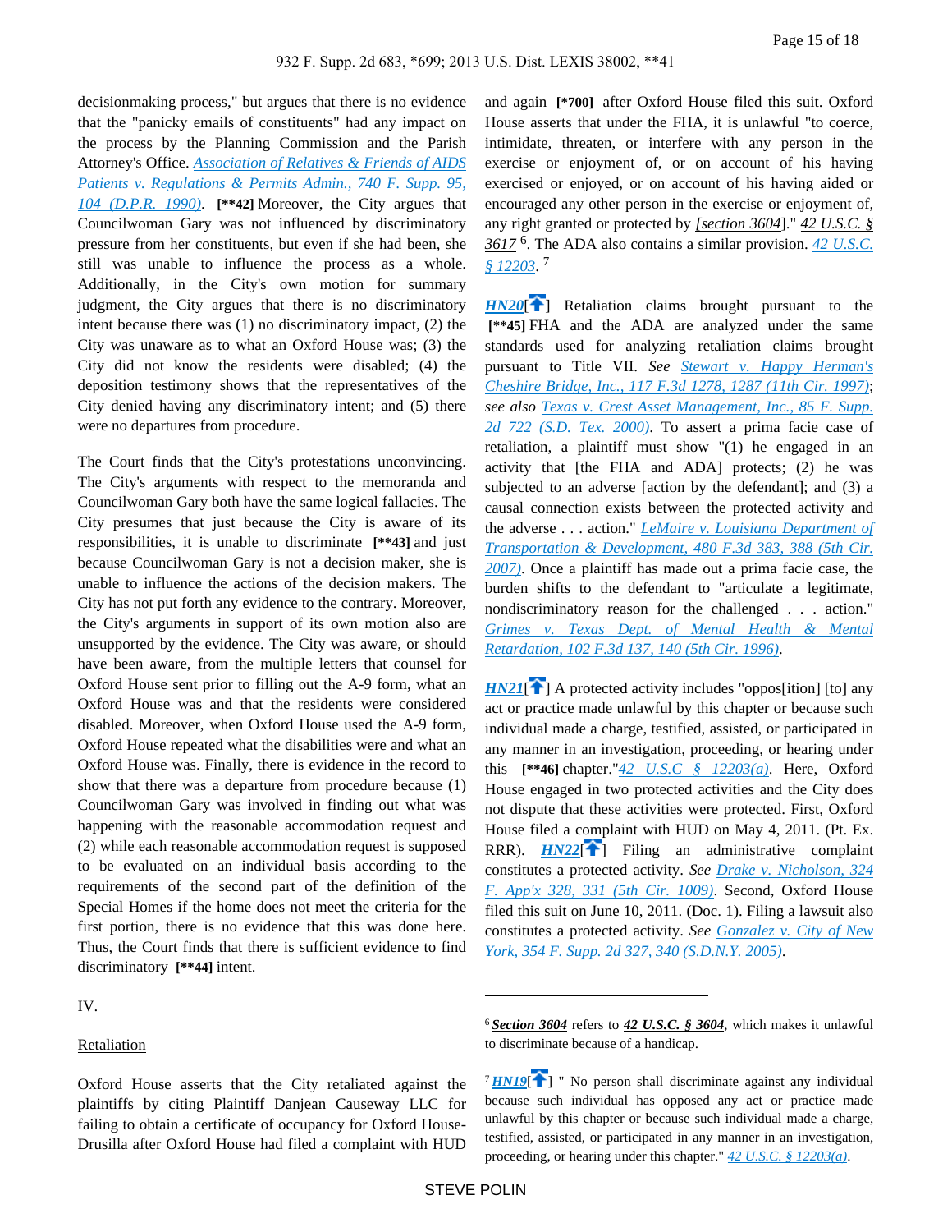decisionmaking process," but argues that there is no evidence that the "panicky emails of constituents" had any impact on the process by the Planning Commission and the Parish Attorney's Office. *Association of Relatives & Friends of AIDS Patients v. Regulations & Permits Admin., 740 F. Supp. 95, 104 (D.P.R. 1990)*. **[**42]** Moreover, the City argues that Councilwoman Gary was not influenced by discriminatory pressure from her constituents, but even if she had been, she still was unable to influence the process as a whole. Additionally, in the City's own motion for summary judgment, the City argues that there is no discriminatory intent because there was (1) no discriminatory impact, (2) the City was unaware as to what an Oxford House was; (3) the City did not know the residents were disabled; (4) the deposition testimony shows that the representatives of the City denied having any discriminatory intent; and (5) there were no departures from procedure.

The Court finds that the City's protestations unconvincing. The City's arguments with respect to the memoranda and Councilwoman Gary both have the same logical fallacies. The City presumes that just because the City is aware of its responsibilities, it is unable to discriminate **[**43]** and just because Councilwoman Gary is not a decision maker, she is unable to influence the actions of the decision makers. The City has not put forth any evidence to the contrary. Moreover, the City's arguments in support of its own motion also are unsupported by the evidence. The City was aware, or should have been aware, from the multiple letters that counsel for Oxford House sent prior to filling out the A-9 form, what an Oxford House was and that the residents were considered disabled. Moreover, when Oxford House used the A-9 form, Oxford House repeated what the disabilities were and what an Oxford House was. Finally, there is evidence in the record to show that there was a departure from procedure because (1) Councilwoman Gary was involved in finding out what was happening with the reasonable accommodation request and (2) while each reasonable accommodation request is supposed to be evaluated on an individual basis according to the requirements of the second part of the definition of the Special Homes if the home does not meet the criteria for the first portion, there is no evidence that this was done here. Thus, the Court finds that there is sufficient evidence to find discriminatory **[**44]** intent.

IV.

Retaliation

Oxford House asserts that the City retaliated against the plaintiffs by citing Plaintiff Danjean Causeway LLC for failing to obtain a certificate of occupancy for Oxford House-Drusilla after Oxford House had filed a complaint with HUD and again **[*700]** after Oxford House filed this suit. Oxford House asserts that under the FHA, it is unlawful "to coerce, intimidate, threaten, or interfere with any person in the exercise or enjoyment of, or on account of his having exercised or enjoyed, or on account of his having aided or encouraged any other person in the exercise or enjoyment of, any right granted or protected by [*section 3604*]." *42 U.S.C. § 3617* [6]. The ADA also contains a similar provision. *42 U.S.C. § 12203*. [7]

***HN20***[] Retaliation claims brought pursuant to the **[**45]** FHA and the ADA are analyzed under the same standards used for analyzing retaliation claims brought pursuant to Title VII. *See Stewart v. Happy Herman's Cheshire Bridge, Inc., 117 F.3d 1278, 1287 (11th Cir. 1997)*; *see also Texas v. Crest Asset Management, Inc., 85 F. Supp. 2d 722 (S.D. Tex. 2000)*. To assert a prima facie case of retaliation, a plaintiff must show "(1) he engaged in an activity that [the FHA and ADA] protects; (2) he was subjected to an adverse [action by the defendant]; and (3) a causal connection exists between the protected activity and the adverse . . . action." *LeMaire v. Louisiana Department of Transportation & Development, 480 F.3d 383, 388 (5th Cir. 2007)*. Once a plaintiff has made out a prima facie case, the burden shifts to the defendant to "articulate a legitimate, nondiscriminatory reason for the challenged . . . action." *Grimes v. Texas Dept. of Mental Health & Mental Retardation, 102 F.3d 137, 140 (5th Cir. 1996)*.

***HN21***[] A protected activity includes "oppos[ition] [to] any act or practice made unlawful by this chapter or because such individual made a charge, testified, assisted, or participated in any manner in an investigation, proceeding, or hearing under this **[**46]** chapter."*42 U.S.C § 12203(a)*. Here, Oxford House engaged in two protected activities and the City does not dispute that these activities were protected. First, Oxford House filed a complaint with HUD on May 4, 2011. (Pt. Ex. RRR). ***HN22***[] Filing an administrative complaint constitutes a protected activity. *See Drake v. Nicholson, 324 F. App'x 328, 331 (5th Cir. 1009)*. Second, Oxford House filed this suit on June 10, 2011. (Doc. 1). Filing a lawsuit also constitutes a protected activity. *See Gonzalez v. City of New York, 354 F. Supp. 2d 327, 340 (S.D.N.Y. 2005)*.

---

[6] ***Section 3604*** refers to ***42 U.S.C. § 3604***, which makes it unlawful to discriminate because of a handicap.

[7] ***HN19***[] " No person shall discriminate against any individual because such individual has opposed any act or practice made unlawful by this chapter or because such individual made a charge, testified, assisted, or participated in any manner in an investigation, proceeding, or hearing under this chapter." *42 U.S.C. § 12203(a)*.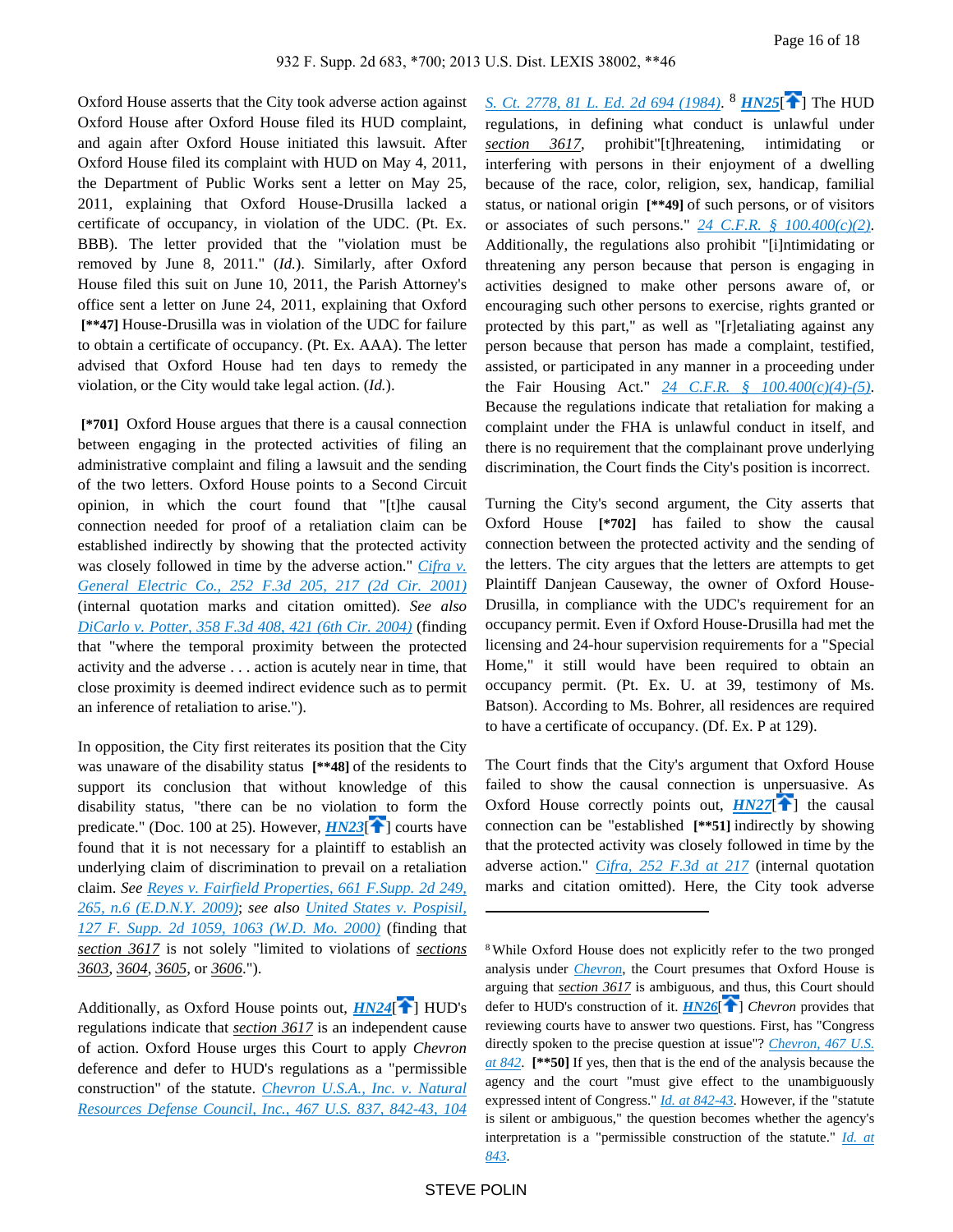Oxford House asserts that the City took adverse action against Oxford House after Oxford House filed its HUD complaint, and again after Oxford House initiated this lawsuit. After Oxford House filed its complaint with HUD on May 4, 2011, the Department of Public Works sent a letter on May 25, 2011, explaining that Oxford House-Drusilla lacked a certificate of occupancy, in violation of the UDC. (Pt. Ex. BBB). The letter provided that the "violation must be removed by June 8, 2011." (*Id.*). Similarly, after Oxford House filed this suit on June 10, 2011, the Parish Attorney's office sent a letter on June 24, 2011, explaining that Oxford **[\*\*47]** House-Drusilla was in violation of the UDC for failure to obtain a certificate of occupancy. (Pt. Ex. AAA). The letter advised that Oxford House had ten days to remedy the violation, or the City would take legal action. (*Id.*).

**[\*701]** Oxford House argues that there is a causal connection between engaging in the protected activities of filing an administrative complaint and filing a lawsuit and the sending of the two letters. Oxford House points to a Second Circuit opinion, in which the court found that "[t]he causal connection needed for proof of a retaliation claim can be established indirectly by showing that the protected activity was closely followed in time by the adverse action." *Cifra v. General Electric Co., 252 F.3d 205, 217 (2d Cir. 2001)* (internal quotation marks and citation omitted). *See also DiCarlo v. Potter, 358 F.3d 408, 421 (6th Cir. 2004)* (finding that "where the temporal proximity between the protected activity and the adverse . . . action is acutely near in time, that close proximity is deemed indirect evidence such as to permit an inference of retaliation to arise.").

In opposition, the City first reiterates its position that the City was unaware of the disability status **[\*\*48]** of the residents to support its conclusion that without knowledge of this disability status, "there can be no violation to form the predicate." (Doc. 100 at 25). However, ***HN23***[] courts have found that it is not necessary for a plaintiff to establish an underlying claim of discrimination to prevail on a retaliation claim. *See Reyes v. Fairfield Properties, 661 F.Supp. 2d 249, 265, n.6 (E.D.N.Y. 2009)*; *see also United States v. Pospisil, 127 F. Supp. 2d 1059, 1063 (W.D. Mo. 2000)* (finding that *section 3617* is not solely "limited to violations of *sections 3603*, *3604*, *3605*, or *3606*.").

Additionally, as Oxford House points out, ***HN24***[] HUD's regulations indicate that *section 3617* is an independent cause of action. Oxford House urges this Court to apply *Chevron* deference and defer to HUD's regulations as a "permissible construction" of the statute. *Chevron U.S.A., Inc. v. Natural Resources Defense Council, Inc., 467 U.S. 837, 842-43, 104 S. Ct. 2778, 81 L. Ed. 2d 694 (1984)*. [8] ***HN25***[] The HUD regulations, in defining what conduct is unlawful under *section 3617*, prohibit"[t]hreatening, intimidating or interfering with persons in their enjoyment of a dwelling because of the race, color, religion, sex, handicap, familial status, or national origin **[\*\*49]** of such persons, or of visitors or associates of such persons." *24 C.F.R. § 100.400(c)(2)*. Additionally, the regulations also prohibit "[i]ntimidating or threatening any person because that person is engaging in activities designed to make other persons aware of, or encouraging such other persons to exercise, rights granted or protected by this part," as well as "[r]etaliating against any person because that person has made a complaint, testified, assisted, or participated in any manner in a proceeding under the Fair Housing Act." *24 C.F.R. § 100.400(c)(4)-(5)*. Because the regulations indicate that retaliation for making a complaint under the FHA is unlawful conduct in itself, and there is no requirement that the complainant prove underlying discrimination, the Court finds the City's position is incorrect.

Turning the City's second argument, the City asserts that Oxford House **[\*702]** has failed to show the causal connection between the protected activity and the sending of the letters. The city argues that the letters are attempts to get Plaintiff Danjean Causeway, the owner of Oxford House-Drusilla, in compliance with the UDC's requirement for an occupancy permit. Even if Oxford House-Drusilla had met the licensing and 24-hour supervision requirements for a "Special Home," it still would have been required to obtain an occupancy permit. (Pt. Ex. U. at 39, testimony of Ms. Batson). According to Ms. Bohrer, all residences are required to have a certificate of occupancy. (Df. Ex. P at 129).

The Court finds that the City's argument that Oxford House failed to show the causal connection is unpersuasive. As Oxford House correctly points out, ***HN27***[] the causal connection can be "established **[\*\*51]** indirectly by showing that the protected activity was closely followed in time by the adverse action." *Cifra, 252 F.3d at 217* (internal quotation marks and citation omitted). Here, the City took adverse

---

[8] While Oxford House does not explicitly refer to the two pronged analysis under *Chevron*, the Court presumes that Oxford House is arguing that *section 3617* is ambiguous, and thus, this Court should defer to HUD's construction of it. ***HN26***[] *Chevron* provides that reviewing courts have to answer two questions. First, has "Congress directly spoken to the precise question at issue"? *Chevron, 467 U.S. at 842*. **[\*\*50]** If yes, then that is the end of the analysis because the agency and the court "must give effect to the unambiguously expressed intent of Congress." *Id. at 842-43*. However, if the "statute is silent or ambiguous," the question becomes whether the agency's interpretation is a "permissible construction of the statute." *Id. at 843*.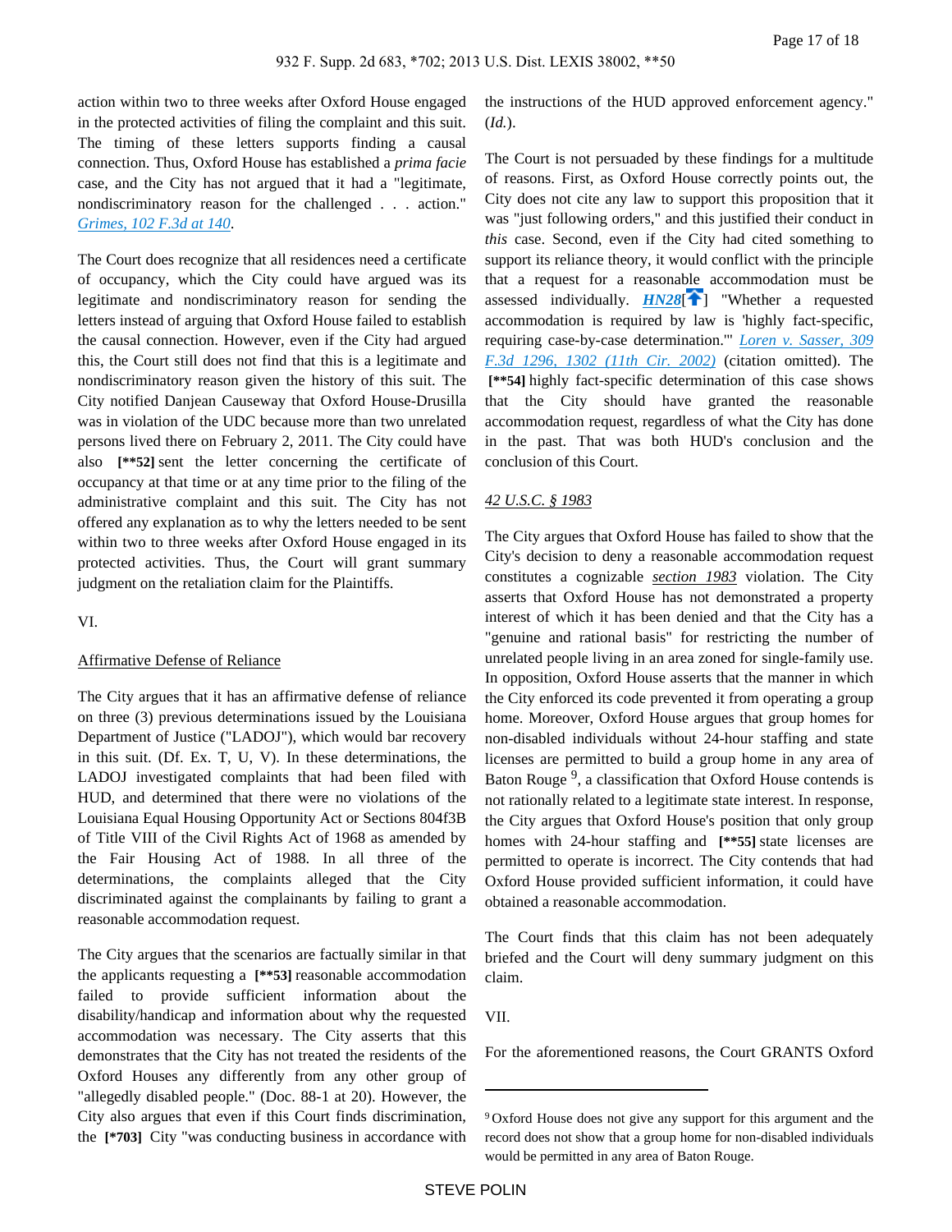action within two to three weeks after Oxford House engaged in the protected activities of filing the complaint and this suit. The timing of these letters supports finding a causal connection. Thus, Oxford House has established a *prima facie* case, and the City has not argued that it had a "legitimate, nondiscriminatory reason for the challenged . . . action." *Grimes, 102 F.3d at 140*.

The Court does recognize that all residences need a certificate of occupancy, which the City could have argued was its legitimate and nondiscriminatory reason for sending the letters instead of arguing that Oxford House failed to establish the causal connection. However, even if the City had argued this, the Court still does not find that this is a legitimate and nondiscriminatory reason given the history of this suit. The City notified Danjean Causeway that Oxford House-Drusilla was in violation of the UDC because more than two unrelated persons lived there on February 2, 2011. The City could have also **[\*\*52]** sent the letter concerning the certificate of occupancy at that time or at any time prior to the filing of the administrative complaint and this suit. The City has not offered any explanation as to why the letters needed to be sent within two to three weeks after Oxford House engaged in its protected activities. Thus, the Court will grant summary judgment on the retaliation claim for the Plaintiffs.

VI.

Affirmative Defense of Reliance

The City argues that it has an affirmative defense of reliance on three (3) previous determinations issued by the Louisiana Department of Justice ("LADOJ"), which would bar recovery in this suit. (Df. Ex. T, U, V). In these determinations, the LADOJ investigated complaints that had been filed with HUD, and determined that there were no violations of the Louisiana Equal Housing Opportunity Act or Sections 804f3B of Title VIII of the Civil Rights Act of 1968 as amended by the Fair Housing Act of 1988. In all three of the determinations, the complaints alleged that the City discriminated against the complainants by failing to grant a reasonable accommodation request.

The City argues that the scenarios are factually similar in that the applicants requesting a **[\*\*53]** reasonable accommodation failed to provide sufficient information about the disability/handicap and information about why the requested accommodation was necessary. The City asserts that this demonstrates that the City has not treated the residents of the Oxford Houses any differently from any other group of "allegedly disabled people." (Doc. 88-1 at 20). However, the City also argues that even if this Court finds discrimination, the **[\*703]** City "was conducting business in accordance with the instructions of the HUD approved enforcement agency." (*Id.*).

The Court is not persuaded by these findings for a multitude of reasons. First, as Oxford House correctly points out, the City does not cite any law to support this proposition that it was "just following orders," and this justified their conduct in *this* case. Second, even if the City had cited something to support its reliance theory, it would conflict with the principle that a request for a reasonable accommodation must be assessed individually. ***HN28***[] "Whether a requested accommodation is required by law is 'highly fact-specific, requiring case-by-case determination.'" *Loren v. Sasser, 309 F.3d 1296, 1302 (11th Cir. 2002)* (citation omitted). The **[\*\*54]** highly fact-specific determination of this case shows that the City should have granted the reasonable accommodation request, regardless of what the City has done in the past. That was both HUD's conclusion and the conclusion of this Court.

42 U.S.C. § 1983

The City argues that Oxford House has failed to show that the City's decision to deny a reasonable accommodation request constitutes a cognizable *section 1983* violation. The City asserts that Oxford House has not demonstrated a property interest of which it has been denied and that the City has a "genuine and rational basis" for restricting the number of unrelated people living in an area zoned for single-family use. In opposition, Oxford House asserts that the manner in which the City enforced its code prevented it from operating a group home. Moreover, Oxford House argues that group homes for non-disabled individuals without 24-hour staffing and state licenses are permitted to build a group home in any area of Baton Rouge [9], a classification that Oxford House contends is not rationally related to a legitimate state interest. In response, the City argues that Oxford House's position that only group homes with 24-hour staffing and **[\*\*55]** state licenses are permitted to operate is incorrect. The City contends that had Oxford House provided sufficient information, it could have obtained a reasonable accommodation.

The Court finds that this claim has not been adequately briefed and the Court will deny summary judgment on this claim.

VII.

For the aforementioned reasons, the Court GRANTS Oxford

---

[9] Oxford House does not give any support for this argument and the record does not show that a group home for non-disabled individuals would be permitted in any area of Baton Rouge.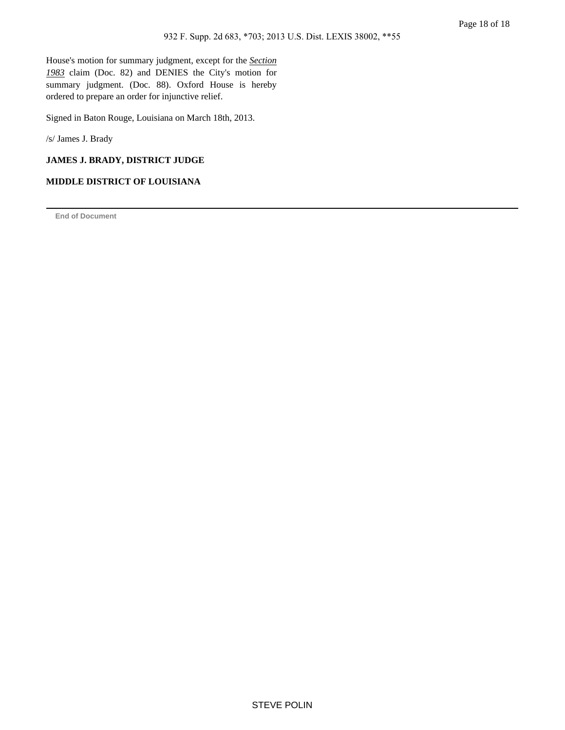House's motion for summary judgment, except for the *Section 1983* claim (Doc. 82) and DENIES the City's motion for summary judgment. (Doc. 88). Oxford House is hereby ordered to prepare an order for injunctive relief.

Signed in Baton Rouge, Louisiana on March 18th, 2013.

/s/ James J. Brady

**JAMES J. BRADY, DISTRICT JUDGE**

**MIDDLE DISTRICT OF LOUISIANA**

---

End of Document